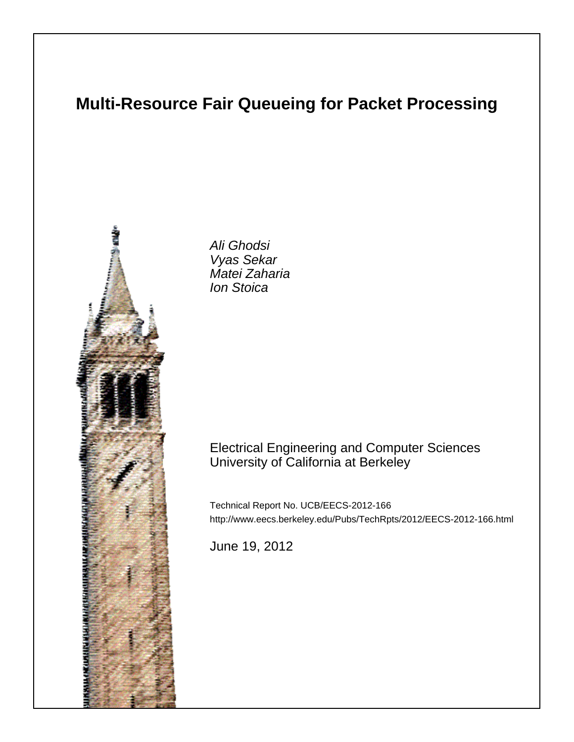# Multi-Resource Fair Queueing for Packet Processing

*Ali Ghodsi*
*Vyas Sekar*
*Matei Zaharia*
*Ion Stoica*

Electrical Engineering and Computer Sciences
University of California at Berkeley

Technical Report No. UCB/EECS-2012-166
http://www.eecs.berkeley.edu/Pubs/TechRpts/2012/EECS-2012-166.html

June 19, 2012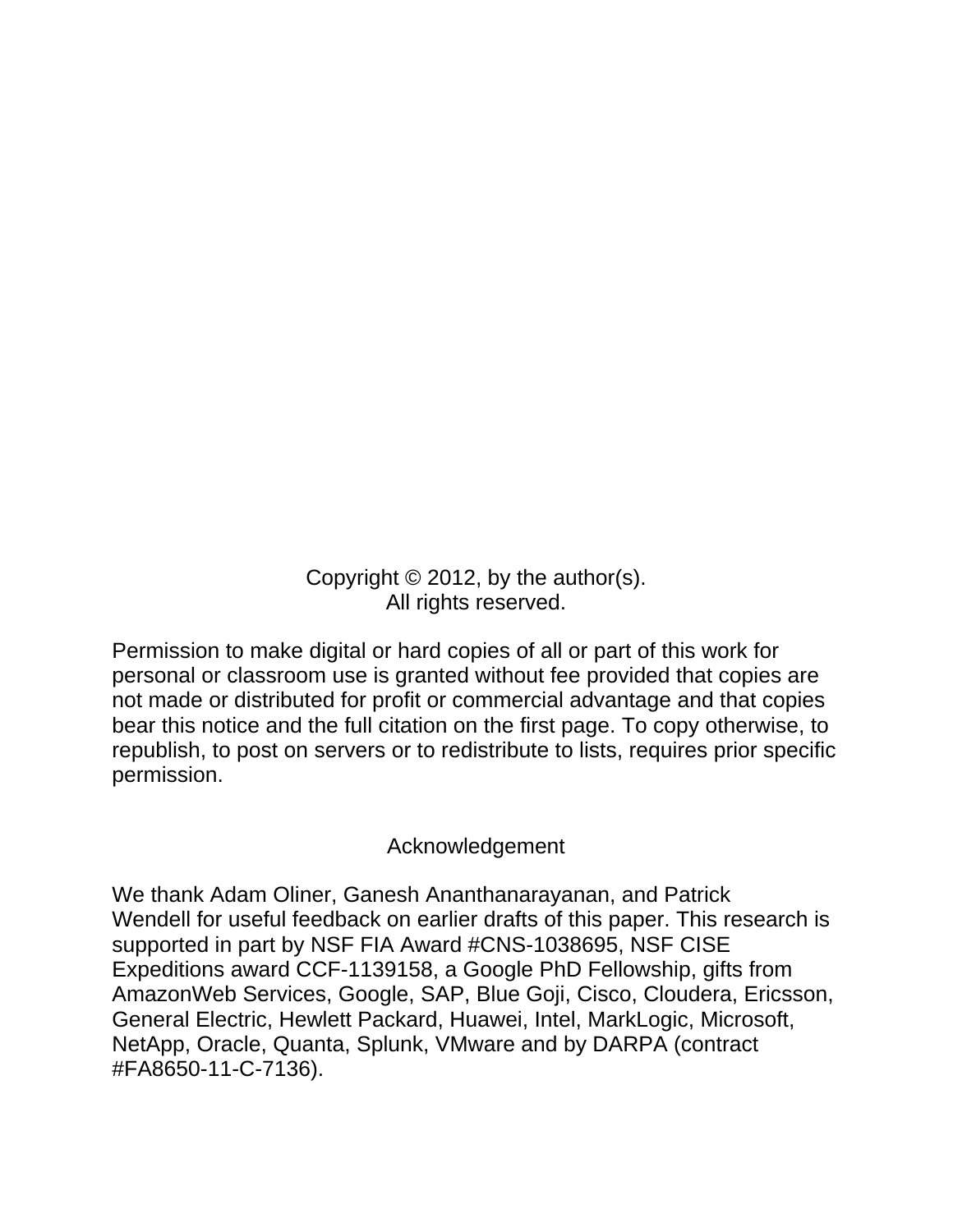Copyright © 2012, by the author(s).
All rights reserved.

Permission to make digital or hard copies of all or part of this work for personal or classroom use is granted without fee provided that copies are not made or distributed for profit or commercial advantage and that copies bear this notice and the full citation on the first page. To copy otherwise, to republish, to post on servers or to redistribute to lists, requires prior specific permission.

Acknowledgement

We thank Adam Oliner, Ganesh Ananthanarayanan, and Patrick Wendell for useful feedback on earlier drafts of this paper. This research is supported in part by NSF FIA Award #CNS-1038695, NSF CISE Expeditions award CCF-1139158, a Google PhD Fellowship, gifts from AmazonWeb Services, Google, SAP, Blue Goji, Cisco, Cloudera, Ericsson, General Electric, Hewlett Packard, Huawei, Intel, MarkLogic, Microsoft, NetApp, Oracle, Quanta, Splunk, VMware and by DARPA (contract #FA8650-11-C-7136).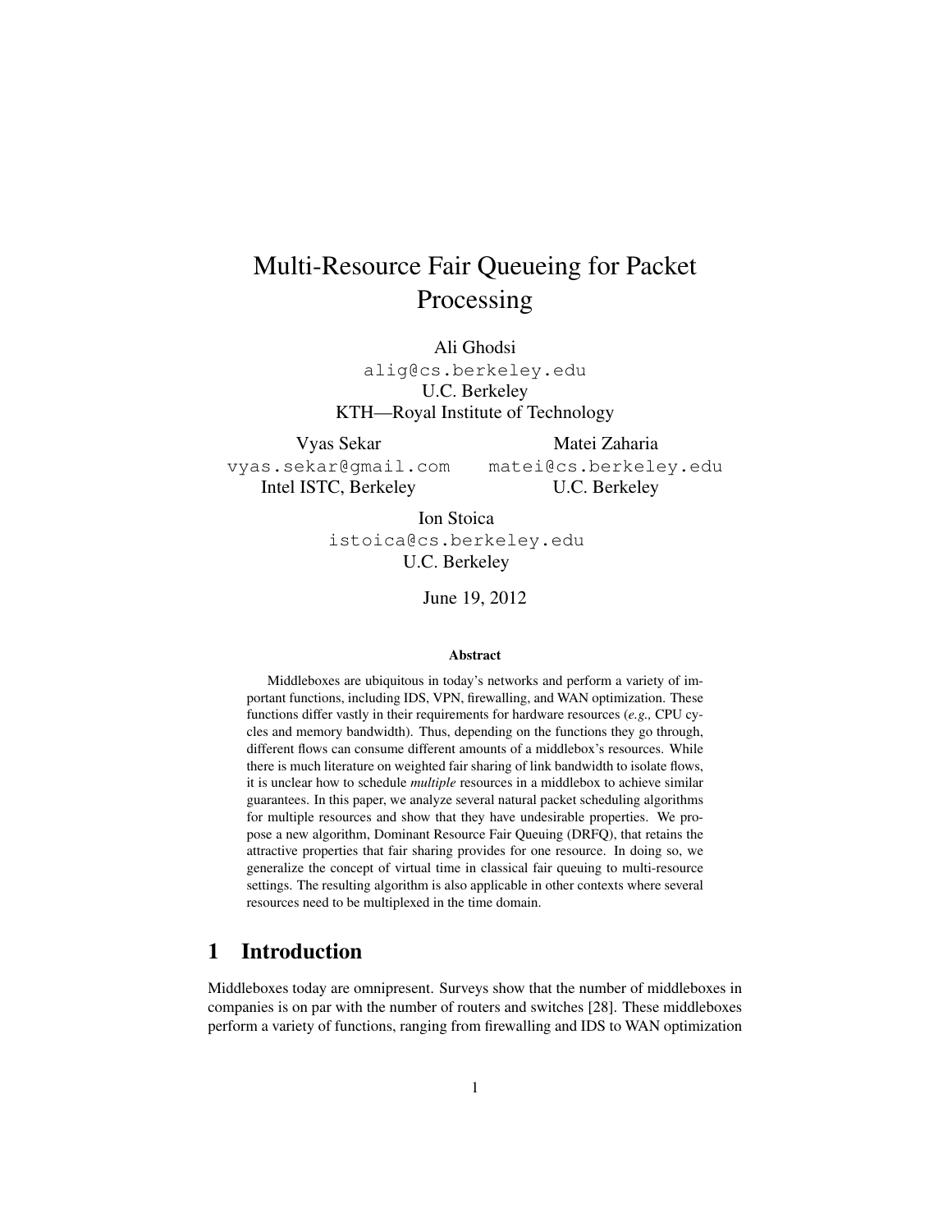# Multi-Resource Fair Queueing for Packet Processing

Ali Ghodsi
alig@cs.berkeley.edu
U.C. Berkeley
KTH—Royal Institute of Technology

Vyas Sekar
vyas.sekar@gmail.com
Intel ISTC, Berkeley

Matei Zaharia
matei@cs.berkeley.edu
U.C. Berkeley

Ion Stoica
istoica@cs.berkeley.edu
U.C. Berkeley

June 19, 2012

### Abstract

Middleboxes are ubiquitous in today's networks and perform a variety of important functions, including IDS, VPN, firewalling, and WAN optimization. These functions differ vastly in their requirements for hardware resources (*e.g.,* CPU cycles and memory bandwidth). Thus, depending on the functions they go through, different flows can consume different amounts of a middlebox's resources. While there is much literature on weighted fair sharing of link bandwidth to isolate flows, it is unclear how to schedule *multiple* resources in a middlebox to achieve similar guarantees. In this paper, we analyze several natural packet scheduling algorithms for multiple resources and show that they have undesirable properties. We propose a new algorithm, Dominant Resource Fair Queuing (DRFQ), that retains the attractive properties that fair sharing provides for one resource. In doing so, we generalize the concept of virtual time in classical fair queuing to multi-resource settings. The resulting algorithm is also applicable in other contexts where several resources need to be multiplexed in the time domain.

## 1 Introduction

Middleboxes today are omnipresent. Surveys show that the number of middleboxes in companies is on par with the number of routers and switches [28]. These middleboxes perform a variety of functions, ranging from firewalling and IDS to WAN optimization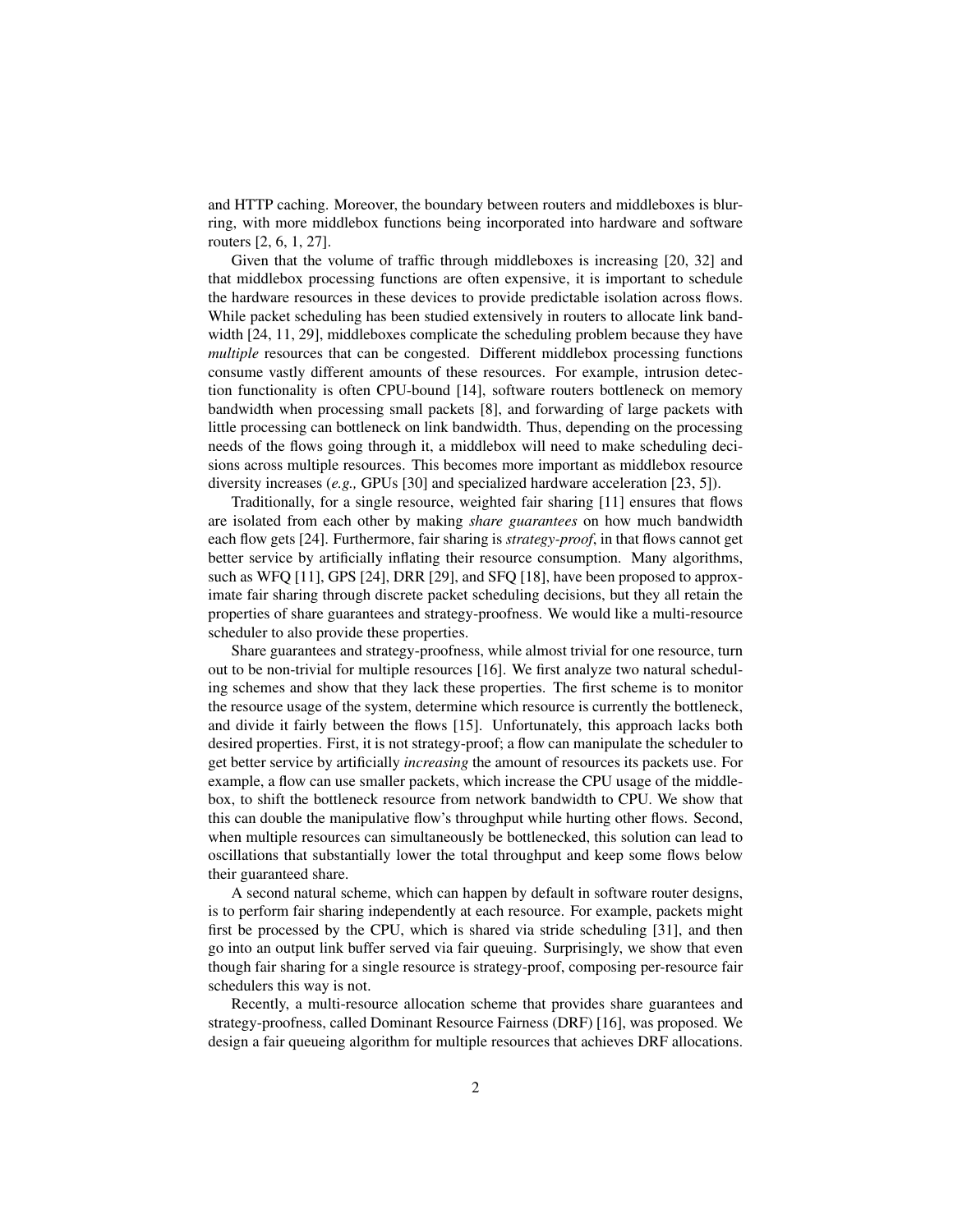and HTTP caching. Moreover, the boundary between routers and middleboxes is blurring, with more middlebox functions being incorporated into hardware and software routers [2, 6, 1, 27].

Given that the volume of traffic through middleboxes is increasing [20, 32] and that middlebox processing functions are often expensive, it is important to schedule the hardware resources in these devices to provide predictable isolation across flows. While packet scheduling has been studied extensively in routers to allocate link bandwidth [24, 11, 29], middleboxes complicate the scheduling problem because they have *multiple* resources that can be congested. Different middlebox processing functions consume vastly different amounts of these resources. For example, intrusion detection functionality is often CPU-bound [14], software routers bottleneck on memory bandwidth when processing small packets [8], and forwarding of large packets with little processing can bottleneck on link bandwidth. Thus, depending on the processing needs of the flows going through it, a middlebox will need to make scheduling decisions across multiple resources. This becomes more important as middlebox resource diversity increases (*e.g.,* GPUs [30] and specialized hardware acceleration [23, 5]).

Traditionally, for a single resource, weighted fair sharing [11] ensures that flows are isolated from each other by making *share guarantees* on how much bandwidth each flow gets [24]. Furthermore, fair sharing is *strategy-proof*, in that flows cannot get better service by artificially inflating their resource consumption. Many algorithms, such as WFQ [11], GPS [24], DRR [29], and SFQ [18], have been proposed to approximate fair sharing through discrete packet scheduling decisions, but they all retain the properties of share guarantees and strategy-proofness. We would like a multi-resource scheduler to also provide these properties.

Share guarantees and strategy-proofness, while almost trivial for one resource, turn out to be non-trivial for multiple resources [16]. We first analyze two natural scheduling schemes and show that they lack these properties. The first scheme is to monitor the resource usage of the system, determine which resource is currently the bottleneck, and divide it fairly between the flows [15]. Unfortunately, this approach lacks both desired properties. First, it is not strategy-proof; a flow can manipulate the scheduler to get better service by artificially *increasing* the amount of resources its packets use. For example, a flow can use smaller packets, which increase the CPU usage of the middlebox, to shift the bottleneck resource from network bandwidth to CPU. We show that this can double the manipulative flow's throughput while hurting other flows. Second, when multiple resources can simultaneously be bottlenecked, this solution can lead to oscillations that substantially lower the total throughput and keep some flows below their guaranteed share.

A second natural scheme, which can happen by default in software router designs, is to perform fair sharing independently at each resource. For example, packets might first be processed by the CPU, which is shared via stride scheduling [31], and then go into an output link buffer served via fair queuing. Surprisingly, we show that even though fair sharing for a single resource is strategy-proof, composing per-resource fair schedulers this way is not.

Recently, a multi-resource allocation scheme that provides share guarantees and strategy-proofness, called Dominant Resource Fairness (DRF) [16], was proposed. We design a fair queueing algorithm for multiple resources that achieves DRF allocations.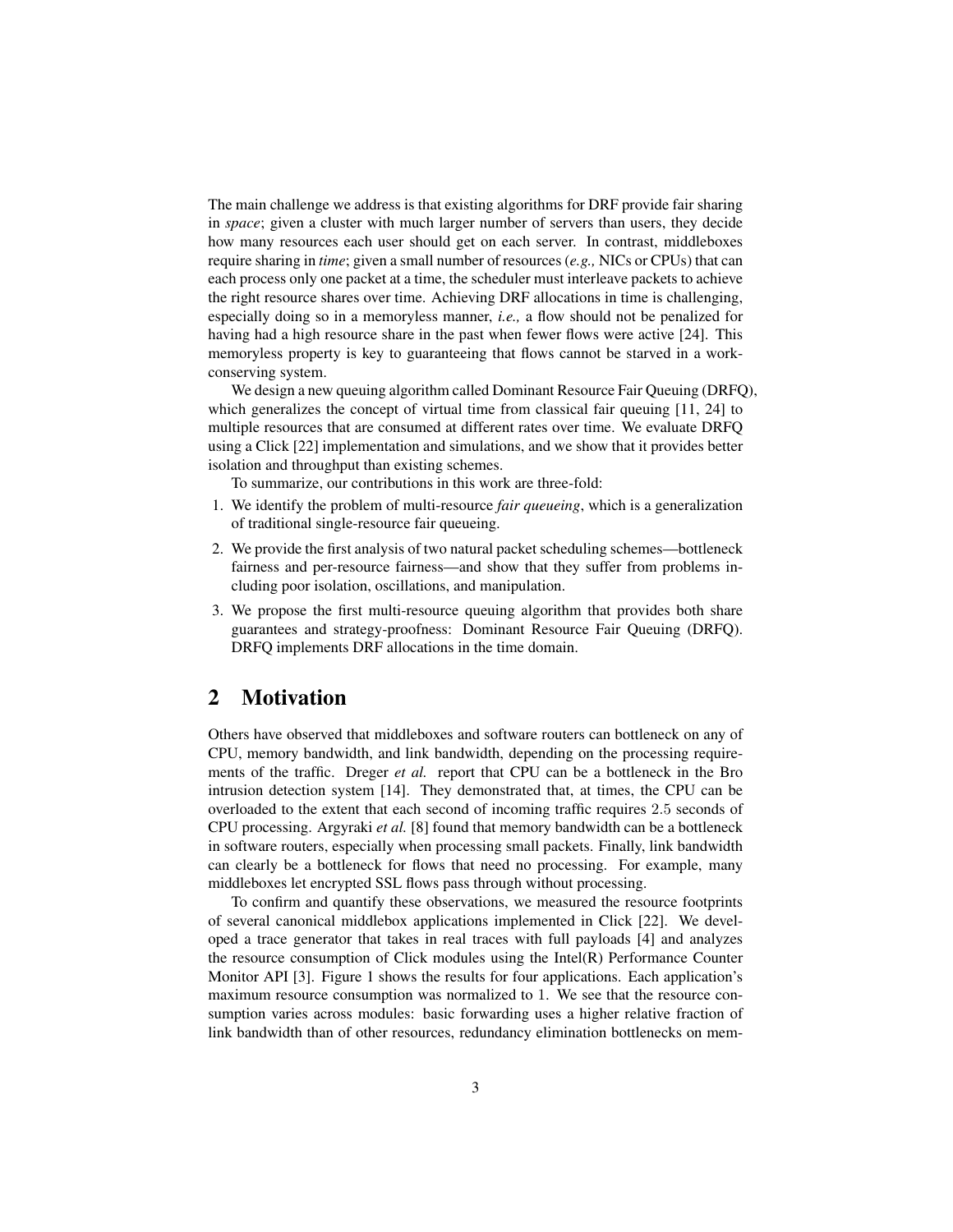The main challenge we address is that existing algorithms for DRF provide fair sharing in *space*; given a cluster with much larger number of servers than users, they decide how many resources each user should get on each server. In contrast, middleboxes require sharing in *time*; given a small number of resources (*e.g.,* NICs or CPUs) that can each process only one packet at a time, the scheduler must interleave packets to achieve the right resource shares over time. Achieving DRF allocations in time is challenging, especially doing so in a memoryless manner, *i.e.,* a flow should not be penalized for having had a high resource share in the past when fewer flows were active [24]. This memoryless property is key to guaranteeing that flows cannot be starved in a work-conserving system.

We design a new queuing algorithm called Dominant Resource Fair Queuing (DRFQ), which generalizes the concept of virtual time from classical fair queuing [11, 24] to multiple resources that are consumed at different rates over time. We evaluate DRFQ using a Click [22] implementation and simulations, and we show that it provides better isolation and throughput than existing schemes.

To summarize, our contributions in this work are three-fold:

1. We identify the problem of multi-resource *fair queueing*, which is a generalization of traditional single-resource fair queueing.
2. We provide the first analysis of two natural packet scheduling schemes—bottleneck fairness and per-resource fairness—and show that they suffer from problems including poor isolation, oscillations, and manipulation.
3. We propose the first multi-resource queuing algorithm that provides both share guarantees and strategy-proofness: Dominant Resource Fair Queuing (DRFQ). DRFQ implements DRF allocations in the time domain.

## 2 Motivation

Others have observed that middleboxes and software routers can bottleneck on any of CPU, memory bandwidth, and link bandwidth, depending on the processing requirements of the traffic. Dreger *et al.* report that CPU can be a bottleneck in the Bro intrusion detection system [14]. They demonstrated that, at times, the CPU can be overloaded to the extent that each second of incoming traffic requires 2.5 seconds of CPU processing. Argyraki *et al.* [8] found that memory bandwidth can be a bottleneck in software routers, especially when processing small packets. Finally, link bandwidth can clearly be a bottleneck for flows that need no processing. For example, many middleboxes let encrypted SSL flows pass through without processing.

To confirm and quantify these observations, we measured the resource footprints of several canonical middlebox applications implemented in Click [22]. We developed a trace generator that takes in real traces with full payloads [4] and analyzes the resource consumption of Click modules using the Intel(R) Performance Counter Monitor API [3]. Figure 1 shows the results for four applications. Each application's maximum resource consumption was normalized to 1. We see that the resource consumption varies across modules: basic forwarding uses a higher relative fraction of link bandwidth than of other resources, redundancy elimination bottlenecks on mem-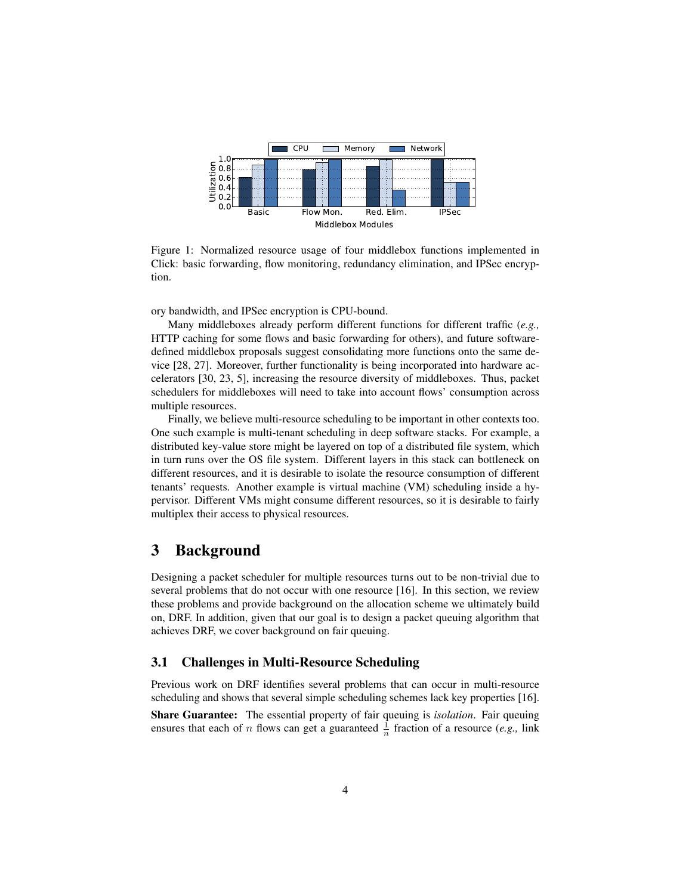Figure 1: Normalized resource usage of four middlebox functions implemented in Click: basic forwarding, flow monitoring, redundancy elimination, and IPSec encryption.

ory bandwidth, and IPSec encryption is CPU-bound.

Many middleboxes already perform different functions for different traffic (*e.g.,* HTTP caching for some flows and basic forwarding for others), and future software-defined middlebox proposals suggest consolidating more functions onto the same device [28, 27]. Moreover, further functionality is being incorporated into hardware accelerators [30, 23, 5], increasing the resource diversity of middleboxes. Thus, packet schedulers for middleboxes will need to take into account flows' consumption across multiple resources.

Finally, we believe multi-resource scheduling to be important in other contexts too. One such example is multi-tenant scheduling in deep software stacks. For example, a distributed key-value store might be layered on top of a distributed file system, which in turn runs over the OS file system. Different layers in this stack can bottleneck on different resources, and it is desirable to isolate the resource consumption of different tenants' requests. Another example is virtual machine (VM) scheduling inside a hypervisor. Different VMs might consume different resources, so it is desirable to fairly multiplex their access to physical resources.

# 3 Background

Designing a packet scheduler for multiple resources turns out to be non-trivial due to several problems that do not occur with one resource [16]. In this section, we review these problems and provide background on the allocation scheme we ultimately build on, DRF. In addition, given that our goal is to design a packet queuing algorithm that achieves DRF, we cover background on fair queuing.

## 3.1 Challenges in Multi-Resource Scheduling

Previous work on DRF identifies several problems that can occur in multi-resource scheduling and shows that several simple scheduling schemes lack key properties [16].

**Share Guarantee:** The essential property of fair queuing is *isolation*. Fair queuing ensures that each of $n$ flows can get a guaranteed $\frac{1}{n}$ fraction of a resource (*e.g.,* link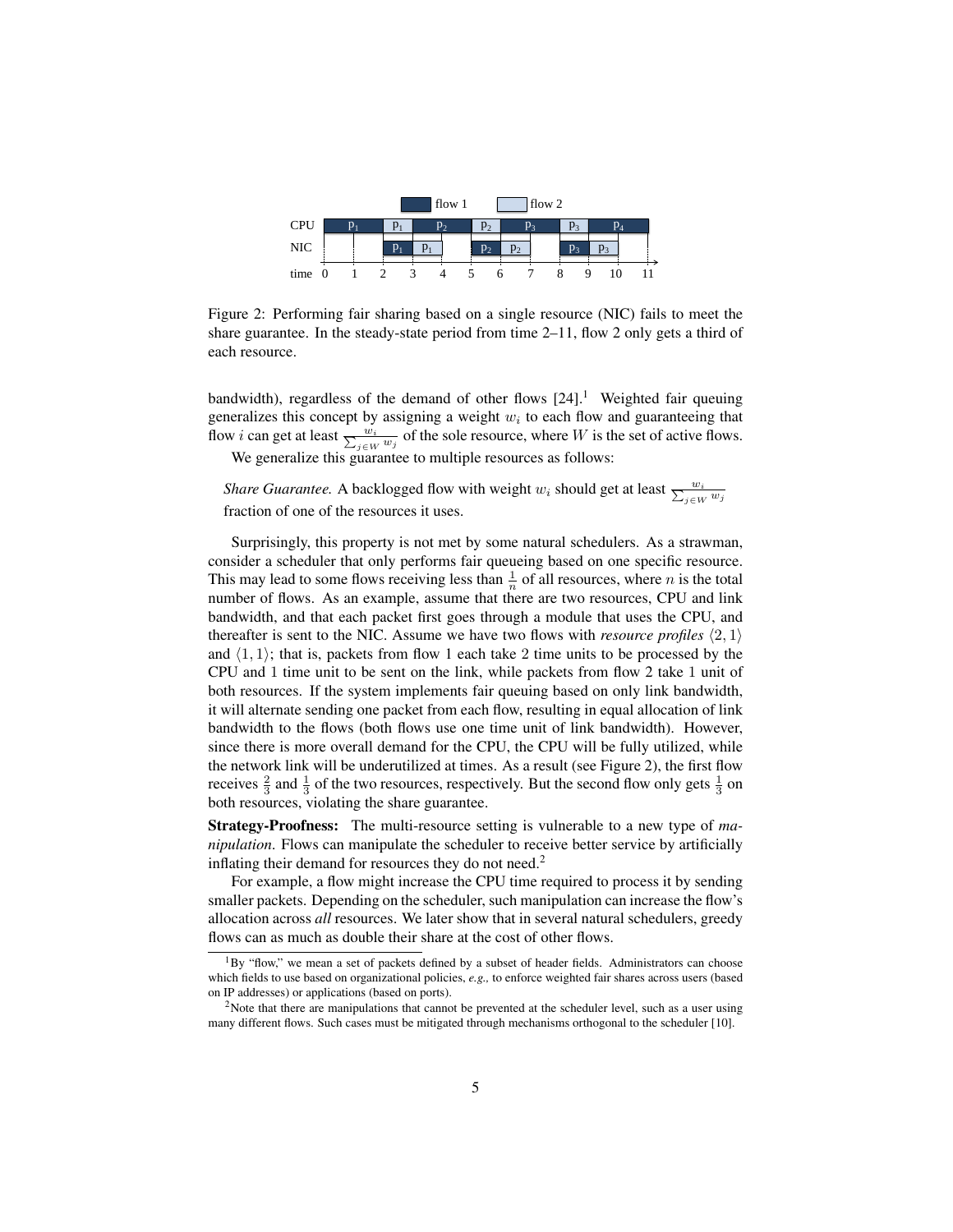Figure 2: Performing fair sharing based on a single resource (NIC) fails to meet the share guarantee. In the steady-state period from time 2–11, flow 2 only gets a third of each resource.

bandwidth), regardless of the demand of other flows [24].[1] Weighted fair queuing generalizes this concept by assigning a weight $w_i$ to each flow and guaranteeing that flow $i$ can get at least $\frac{w_i}{\sum_{j \in W} w_j}$ of the sole resource, where $W$ is the set of active flows.

We generalize this guarantee to multiple resources as follows:

> *Share Guarantee.* A backlogged flow with weight $w_i$ should get at least $\frac{w_i}{\sum_{j \in W} w_j}$ fraction of one of the resources it uses.

Surprisingly, this property is not met by some natural schedulers. As a strawman, consider a scheduler that only performs fair queueing based on one specific resource. This may lead to some flows receiving less than $\frac{1}{n}$ of all resources, where $n$ is the total number of flows. As an example, assume that there are two resources, CPU and link bandwidth, and that each packet first goes through a module that uses the CPU, and thereafter is sent to the NIC. Assume we have two flows with *resource profiles* $\langle 2, 1 \rangle$ and $\langle 1, 1 \rangle$; that is, packets from flow 1 each take 2 time units to be processed by the CPU and 1 time unit to be sent on the link, while packets from flow 2 take 1 unit of both resources. If the system implements fair queuing based on only link bandwidth, it will alternate sending one packet from each flow, resulting in equal allocation of link bandwidth to the flows (both flows use one time unit of link bandwidth). However, since there is more overall demand for the CPU, the CPU will be fully utilized, while the network link will be underutilized at times. As a result (see Figure 2), the first flow receives $\frac{2}{3}$ and $\frac{1}{3}$ of the two resources, respectively. But the second flow only gets $\frac{1}{3}$ on both resources, violating the share guarantee.

**Strategy-Proofness:** The multi-resource setting is vulnerable to a new type of *manipulation*. Flows can manipulate the scheduler to receive better service by artificially inflating their demand for resources they do not need.[2]

For example, a flow might increase the CPU time required to process it by sending smaller packets. Depending on the scheduler, such manipulation can increase the flow's allocation across *all* resources. We later show that in several natural schedulers, greedy flows can as much as double their share at the cost of other flows.

---

[1] By "flow," we mean a set of packets defined by a subset of header fields. Administrators can choose which fields to use based on organizational policies, *e.g.,* to enforce weighted fair shares across users (based on IP addresses) or applications (based on ports).

[2] Note that there are manipulations that cannot be prevented at the scheduler level, such as a user using many different flows. Such cases must be mitigated through mechanisms orthogonal to the scheduler [10].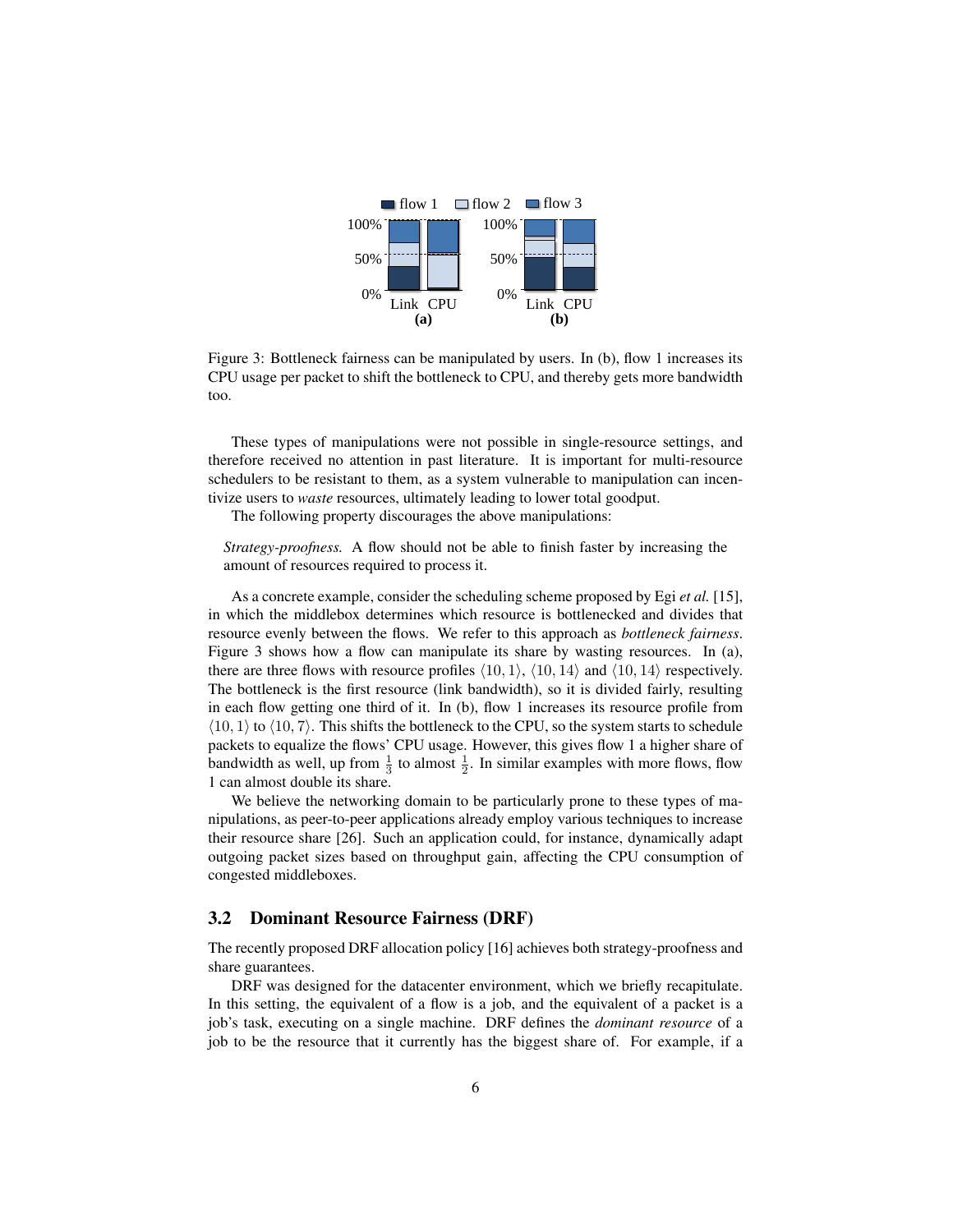Figure 3: Bottleneck fairness can be manipulated by users. In (b), flow 1 increases its CPU usage per packet to shift the bottleneck to CPU, and thereby gets more bandwidth too.

These types of manipulations were not possible in single-resource settings, and therefore received no attention in past literature. It is important for multi-resource schedulers to be resistant to them, as a system vulnerable to manipulation can incentivize users to *waste* resources, ultimately leading to lower total goodput.

The following property discourages the above manipulations:

> *Strategy-proofness.* A flow should not be able to finish faster by increasing the amount of resources required to process it.

As a concrete example, consider the scheduling scheme proposed by Egi *et al.* [15], in which the middlebox determines which resource is bottlenecked and divides that resource evenly between the flows. We refer to this approach as *bottleneck fairness*. Figure 3 shows how a flow can manipulate its share by wasting resources. In (a), there are three flows with resource profiles $\langle 10, 1\rangle$, $\langle 10, 14\rangle$ and $\langle 10, 14\rangle$ respectively. The bottleneck is the first resource (link bandwidth), so it is divided fairly, resulting in each flow getting one third of it. In (b), flow 1 increases its resource profile from $\langle 10, 1\rangle$ to $\langle 10, 7\rangle$. This shifts the bottleneck to the CPU, so the system starts to schedule packets to equalize the flows' CPU usage. However, this gives flow 1 a higher share of bandwidth as well, up from $\frac{1}{3}$ to almost $\frac{1}{2}$. In similar examples with more flows, flow 1 can almost double its share.

We believe the networking domain to be particularly prone to these types of manipulations, as peer-to-peer applications already employ various techniques to increase their resource share [26]. Such an application could, for instance, dynamically adapt outgoing packet sizes based on throughput gain, affecting the CPU consumption of congested middleboxes.

## 3.2 Dominant Resource Fairness (DRF)

The recently proposed DRF allocation policy [16] achieves both strategy-proofness and share guarantees.

DRF was designed for the datacenter environment, which we briefly recapitulate. In this setting, the equivalent of a flow is a job, and the equivalent of a packet is a job's task, executing on a single machine. DRF defines the *dominant resource* of a job to be the resource that it currently has the biggest share of. For example, if a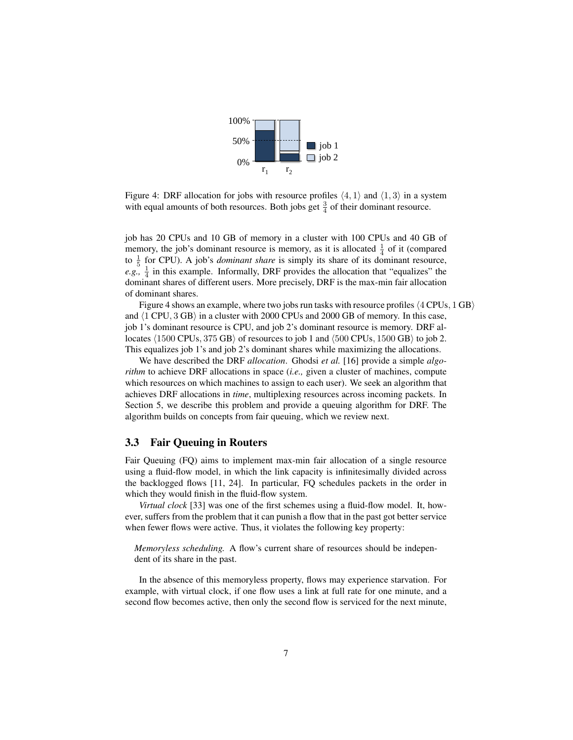Figure 4: DRF allocation for jobs with resource profiles $\langle 4, 1\rangle$ and $\langle 1, 3\rangle$ in a system with equal amounts of both resources. Both jobs get $\frac{3}{4}$ of their dominant resource.

job has 20 CPUs and 10 GB of memory in a cluster with 100 CPUs and 40 GB of memory, the job's dominant resource is memory, as it is allocated $\frac{1}{4}$ of it (compared to $\frac{1}{5}$ for CPU). A job's *dominant share* is simply its share of its dominant resource, *e.g.,* $\frac{1}{4}$ in this example. Informally, DRF provides the allocation that "equalizes" the dominant shares of different users. More precisely, DRF is the max-min fair allocation of dominant shares.

Figure 4 shows an example, where two jobs run tasks with resource profiles $\langle 4\,\text{CPUs}, 1\,\text{GB}\rangle$ and $\langle 1\,\text{CPU}, 3\,\text{GB}\rangle$ in a cluster with 2000 CPUs and 2000 GB of memory. In this case, job 1's dominant resource is CPU, and job 2's dominant resource is memory. DRF allocates $\langle 1500\,\text{CPUs}, 375\,\text{GB}\rangle$ of resources to job 1 and $\langle 500\,\text{CPUs}, 1500\,\text{GB}\rangle$ to job 2. This equalizes job 1's and job 2's dominant shares while maximizing the allocations.

We have described the DRF *allocation*. Ghodsi *et al.* [16] provide a simple *algorithm* to achieve DRF allocations in space (*i.e.,* given a cluster of machines, compute which resources on which machines to assign to each user). We seek an algorithm that achieves DRF allocations in *time*, multiplexing resources across incoming packets. In Section 5, we describe this problem and provide a queuing algorithm for DRF. The algorithm builds on concepts from fair queuing, which we review next.

### 3.3 Fair Queuing in Routers

Fair Queuing (FQ) aims to implement max-min fair allocation of a single resource using a fluid-flow model, in which the link capacity is infinitesimally divided across the backlogged flows [11, 24]. In particular, FQ schedules packets in the order in which they would finish in the fluid-flow system.

*Virtual clock* [33] was one of the first schemes using a fluid-flow model. It, however, suffers from the problem that it can punish a flow that in the past got better service when fewer flows were active. Thus, it violates the following key property:

*Memoryless scheduling.* A flow's current share of resources should be independent of its share in the past.

In the absence of this memoryless property, flows may experience starvation. For example, with virtual clock, if one flow uses a link at full rate for one minute, and a second flow becomes active, then only the second flow is serviced for the next minute,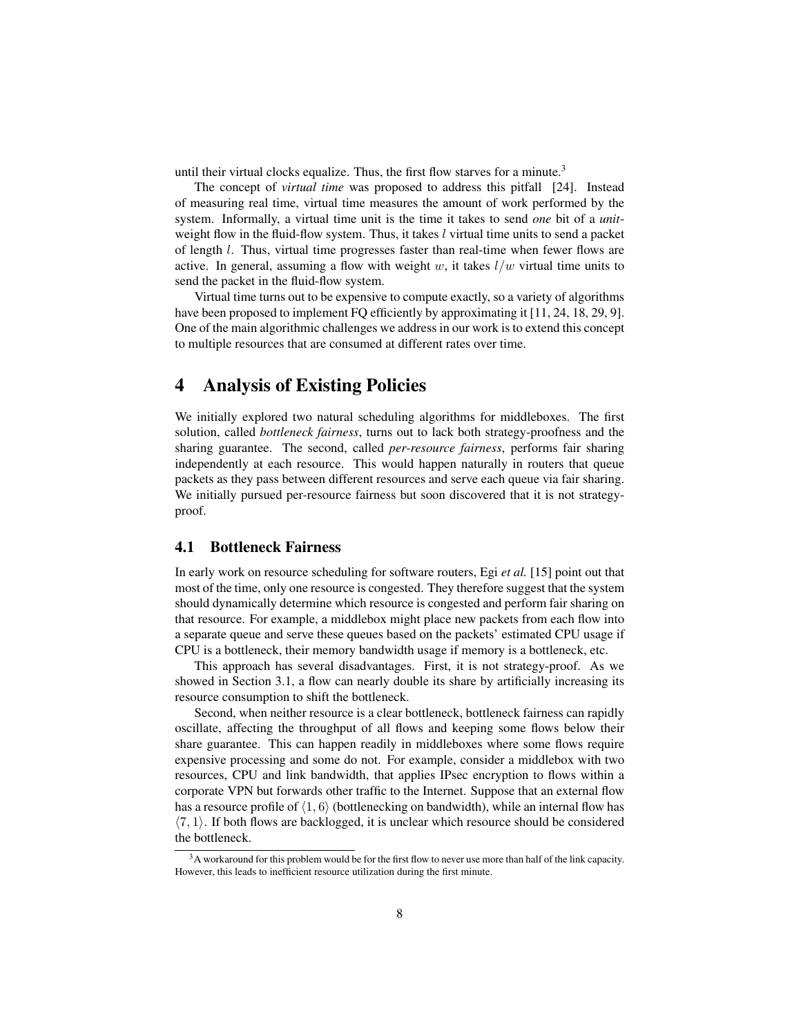until their virtual clocks equalize. Thus, the first flow starves for a minute.[3]

The concept of *virtual time* was proposed to address this pitfall [24]. Instead of measuring real time, virtual time measures the amount of work performed by the system. Informally, a virtual time unit is the time it takes to send *one* bit of a *unit*-weight flow in the fluid-flow system. Thus, it takes $l$ virtual time units to send a packet of length $l$. Thus, virtual time progresses faster than real-time when fewer flows are active. In general, assuming a flow with weight $w$, it takes $l/w$ virtual time units to send the packet in the fluid-flow system.

Virtual time turns out to be expensive to compute exactly, so a variety of algorithms have been proposed to implement FQ efficiently by approximating it [11, 24, 18, 29, 9]. One of the main algorithmic challenges we address in our work is to extend this concept to multiple resources that are consumed at different rates over time.

# 4 Analysis of Existing Policies

We initially explored two natural scheduling algorithms for middleboxes. The first solution, called *bottleneck fairness*, turns out to lack both strategy-proofness and the sharing guarantee. The second, called *per-resource fairness*, performs fair sharing independently at each resource. This would happen naturally in routers that queue packets as they pass between different resources and serve each queue via fair sharing. We initially pursued per-resource fairness but soon discovered that it is not strategy-proof.

## 4.1 Bottleneck Fairness

In early work on resource scheduling for software routers, Egi *et al.* [15] point out that most of the time, only one resource is congested. They therefore suggest that the system should dynamically determine which resource is congested and perform fair sharing on that resource. For example, a middlebox might place new packets from each flow into a separate queue and serve these queues based on the packets' estimated CPU usage if CPU is a bottleneck, their memory bandwidth usage if memory is a bottleneck, etc.

This approach has several disadvantages. First, it is not strategy-proof. As we showed in Section 3.1, a flow can nearly double its share by artificially increasing its resource consumption to shift the bottleneck.

Second, when neither resource is a clear bottleneck, bottleneck fairness can rapidly oscillate, affecting the throughput of all flows and keeping some flows below their share guarantee. This can happen readily in middleboxes where some flows require expensive processing and some do not. For example, consider a middlebox with two resources, CPU and link bandwidth, that applies IPsec encryption to flows within a corporate VPN but forwards other traffic to the Internet. Suppose that an external flow has a resource profile of $\langle 1, 6 \rangle$ (bottlenecking on bandwidth), while an internal flow has $\langle 7, 1 \rangle$. If both flows are backlogged, it is unclear which resource should be considered the bottleneck.

[3] A workaround for this problem would be for the first flow to never use more than half of the link capacity. However, this leads to inefficient resource utilization during the first minute.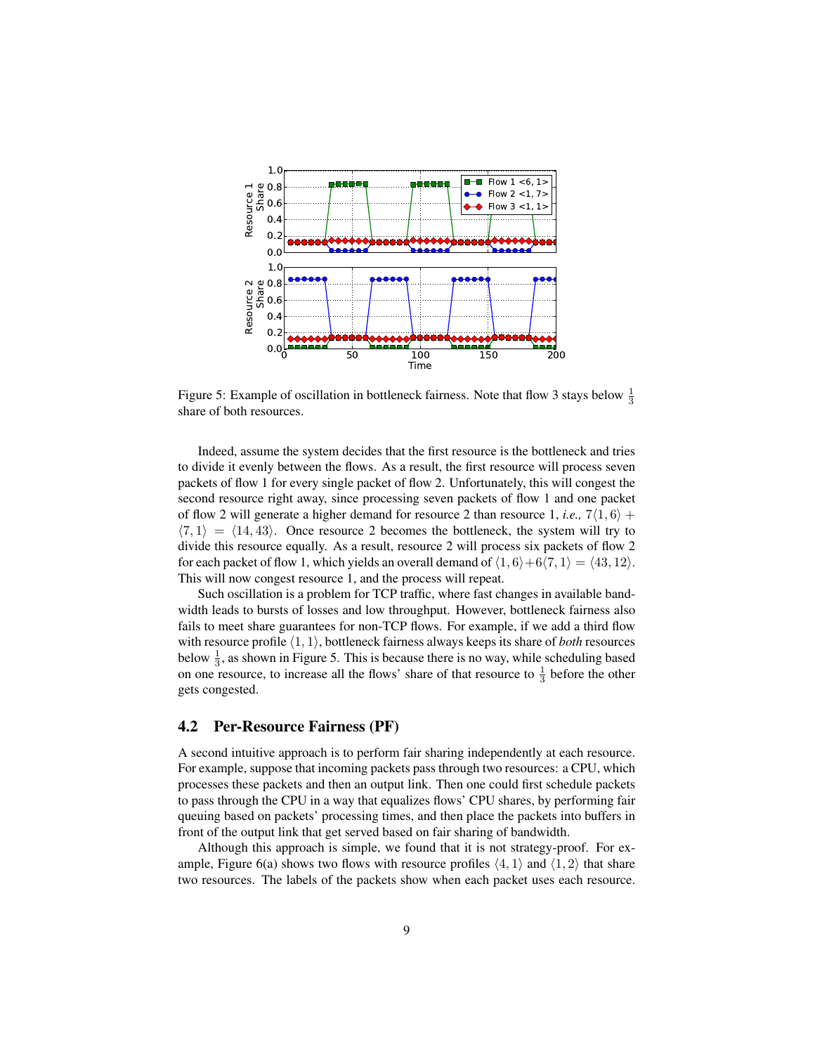Figure 5: Example of oscillation in bottleneck fairness. Note that flow 3 stays below $\frac{1}{3}$ share of both resources.

Indeed, assume the system decides that the first resource is the bottleneck and tries to divide it evenly between the flows. As a result, the first resource will process seven packets of flow 1 for every single packet of flow 2. Unfortunately, this will congest the second resource right away, since processing seven packets of flow 1 and one packet of flow 2 will generate a higher demand for resource 2 than resource 1, *i.e.,* $7\langle 1,6\rangle + \langle 7,1\rangle = \langle 14,43\rangle$. Once resource 2 becomes the bottleneck, the system will try to divide this resource equally. As a result, resource 2 will process six packets of flow 2 for each packet of flow 1, which yields an overall demand of $\langle 1,6\rangle + 6\langle 7,1\rangle = \langle 43,12\rangle$. This will now congest resource 1, and the process will repeat.

Such oscillation is a problem for TCP traffic, where fast changes in available bandwidth leads to bursts of losses and low throughput. However, bottleneck fairness also fails to meet share guarantees for non-TCP flows. For example, if we add a third flow with resource profile $\langle 1,1\rangle$, bottleneck fairness always keeps its share of *both* resources below $\frac{1}{3}$, as shown in Figure 5. This is because there is no way, while scheduling based on one resource, to increase all the flows' share of that resource to $\frac{1}{3}$ before the other gets congested.

### 4.2 Per-Resource Fairness (PF)

A second intuitive approach is to perform fair sharing independently at each resource. For example, suppose that incoming packets pass through two resources: a CPU, which processes these packets and then an output link. Then one could first schedule packets to pass through the CPU in a way that equalizes flows' CPU shares, by performing fair queuing based on packets' processing times, and then place the packets into buffers in front of the output link that get served based on fair sharing of bandwidth.

Although this approach is simple, we found that it is not strategy-proof. For example, Figure 6(a) shows two flows with resource profiles $\langle 4,1\rangle$ and $\langle 1,2\rangle$ that share two resources. The labels of the packets show when each packet uses each resource.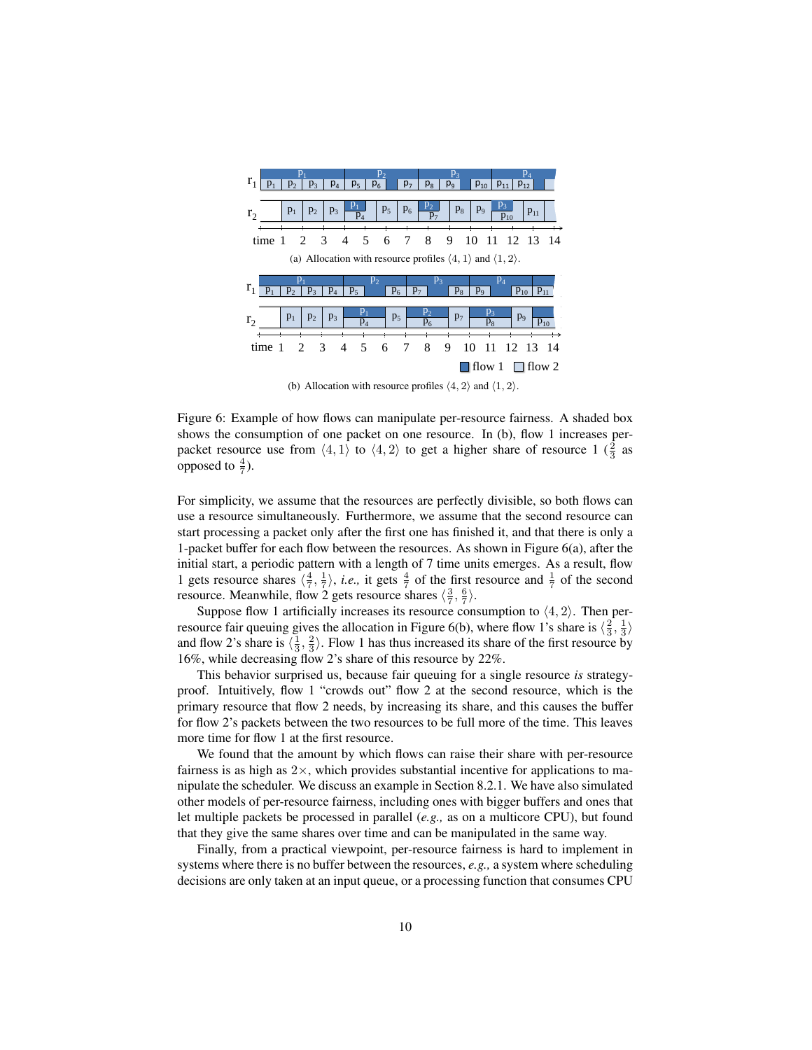(a) Allocation with resource profiles $\langle 4, 1\rangle$ and $\langle 1, 2\rangle$.

(b) Allocation with resource profiles $\langle 4, 2\rangle$ and $\langle 1, 2\rangle$.

Figure 6: Example of how flows can manipulate per-resource fairness. A shaded box shows the consumption of one packet on one resource. In (b), flow 1 increases per-packet resource use from $\langle 4, 1\rangle$ to $\langle 4, 2\rangle$ to get a higher share of resource 1 ($\frac{2}{3}$ as opposed to $\frac{4}{7}$).

For simplicity, we assume that the resources are perfectly divisible, so both flows can use a resource simultaneously. Furthermore, we assume that the second resource can start processing a packet only after the first one has finished it, and that there is only a 1-packet buffer for each flow between the resources. As shown in Figure 6(a), after the initial start, a periodic pattern with a length of 7 time units emerges. As a result, flow 1 gets resource shares $\langle \frac{4}{7}, \frac{1}{7}\rangle$, *i.e.,* it gets $\frac{4}{7}$ of the first resource and $\frac{1}{7}$ of the second resource. Meanwhile, flow 2 gets resource shares $\langle \frac{3}{7}, \frac{6}{7}\rangle$.

Suppose flow 1 artificially increases its resource consumption to $\langle 4, 2\rangle$. Then per-resource fair queuing gives the allocation in Figure 6(b), where flow 1's share is $\langle \frac{2}{3}, \frac{1}{3}\rangle$ and flow 2's share is $\langle \frac{1}{3}, \frac{2}{3}\rangle$. Flow 1 has thus increased its share of the first resource by 16%, while decreasing flow 2's share of this resource by 22%.

This behavior surprised us, because fair queuing for a single resource *is* strategy-proof. Intuitively, flow 1 "crowds out" flow 2 at the second resource, which is the primary resource that flow 2 needs, by increasing its share, and this causes the buffer for flow 2's packets between the two resources to be full more of the time. This leaves more time for flow 1 at the first resource.

We found that the amount by which flows can raise their share with per-resource fairness is as high as 2×, which provides substantial incentive for applications to manipulate the scheduler. We discuss an example in Section 8.2.1. We have also simulated other models of per-resource fairness, including ones with bigger buffers and ones that let multiple packets be processed in parallel (*e.g.,* as on a multicore CPU), but found that they give the same shares over time and can be manipulated in the same way.

Finally, from a practical viewpoint, per-resource fairness is hard to implement in systems where there is no buffer between the resources, *e.g.,* a system where scheduling decisions are only taken at an input queue, or a processing function that consumes CPU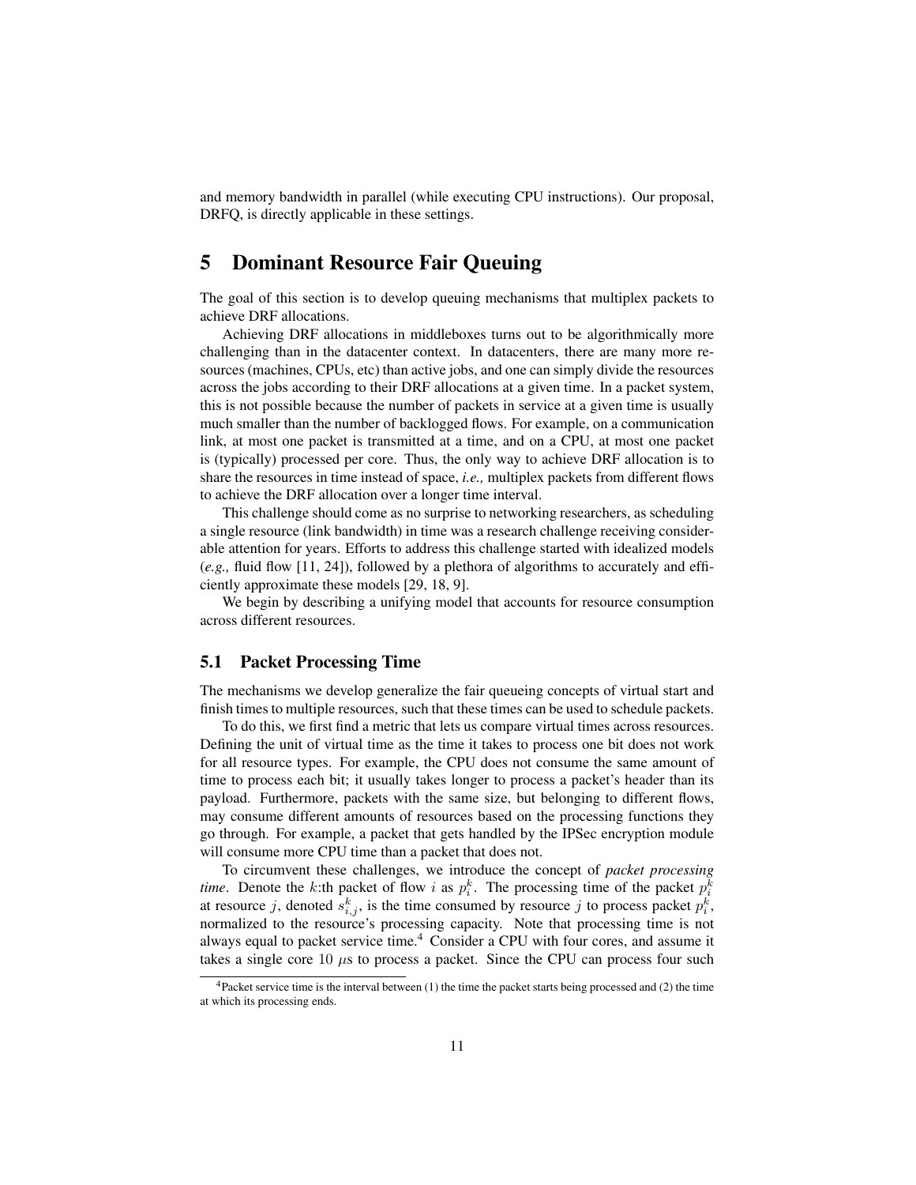and memory bandwidth in parallel (while executing CPU instructions). Our proposal, DRFQ, is directly applicable in these settings.

# 5 Dominant Resource Fair Queuing

The goal of this section is to develop queuing mechanisms that multiplex packets to achieve DRF allocations.

Achieving DRF allocations in middleboxes turns out to be algorithmically more challenging than in the datacenter context. In datacenters, there are many more resources (machines, CPUs, etc) than active jobs, and one can simply divide the resources across the jobs according to their DRF allocations at a given time. In a packet system, this is not possible because the number of packets in service at a given time is usually much smaller than the number of backlogged flows. For example, on a communication link, at most one packet is transmitted at a time, and on a CPU, at most one packet is (typically) processed per core. Thus, the only way to achieve DRF allocation is to share the resources in time instead of space, *i.e.,* multiplex packets from different flows to achieve the DRF allocation over a longer time interval.

This challenge should come as no surprise to networking researchers, as scheduling a single resource (link bandwidth) in time was a research challenge receiving considerable attention for years. Efforts to address this challenge started with idealized models (*e.g.,* fluid flow [11, 24]), followed by a plethora of algorithms to accurately and efficiently approximate these models [29, 18, 9].

We begin by describing a unifying model that accounts for resource consumption across different resources.

## 5.1 Packet Processing Time

The mechanisms we develop generalize the fair queueing concepts of virtual start and finish times to multiple resources, such that these times can be used to schedule packets.

To do this, we first find a metric that lets us compare virtual times across resources. Defining the unit of virtual time as the time it takes to process one bit does not work for all resource types. For example, the CPU does not consume the same amount of time to process each bit; it usually takes longer to process a packet's header than its payload. Furthermore, packets with the same size, but belonging to different flows, may consume different amounts of resources based on the processing functions they go through. For example, a packet that gets handled by the IPSec encryption module will consume more CPU time than a packet that does not.

To circumvent these challenges, we introduce the concept of *packet processing time*. Denote the $k$:th packet of flow $i$ as $p_i^k$. The processing time of the packet $p_i^k$ at resource $j$, denoted $s_{i,j}^k$, is the time consumed by resource $j$ to process packet $p_i^k$, normalized to the resource's processing capacity. Note that processing time is not always equal to packet service time.[4] Consider a CPU with four cores, and assume it takes a single core 10 $\mu$s to process a packet. Since the CPU can process four such

[4] Packet service time is the interval between (1) the time the packet starts being processed and (2) the time at which its processing ends.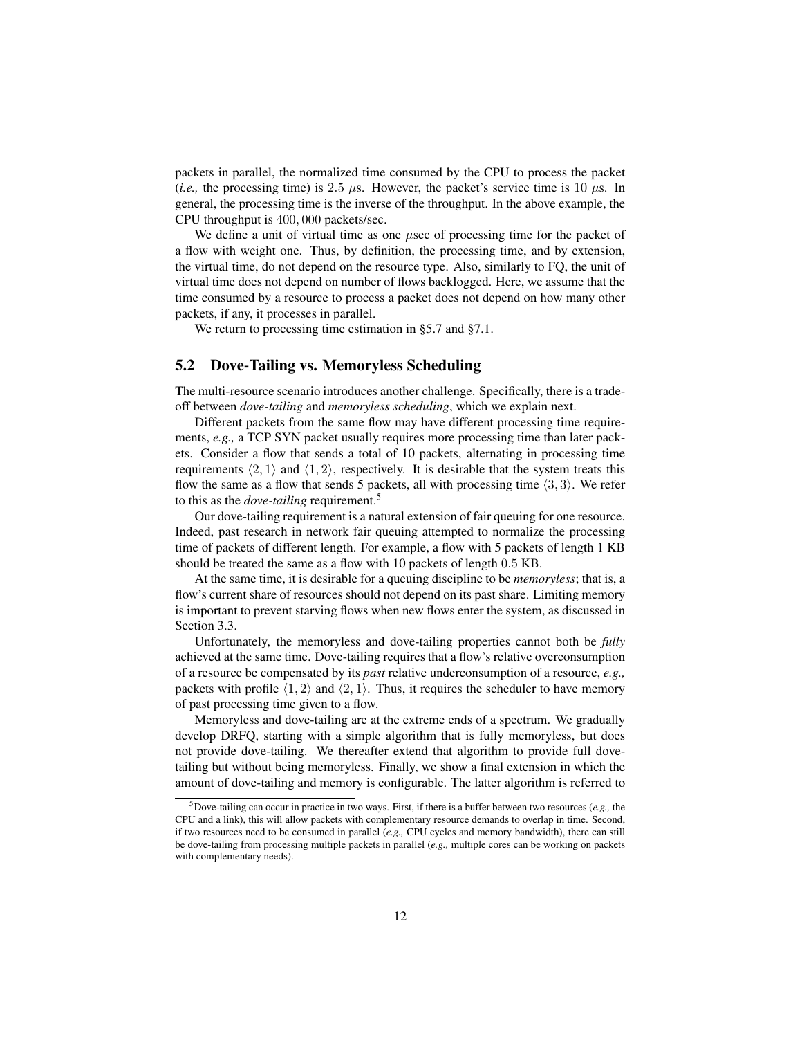packets in parallel, the normalized time consumed by the CPU to process the packet (*i.e.,* the processing time) is $2.5$ $\mu$s. However, the packet's service time is $10$ $\mu$s. In general, the processing time is the inverse of the throughput. In the above example, the CPU throughput is $400,000$ packets/sec.

We define a unit of virtual time as one $\mu$sec of processing time for the packet of a flow with weight one. Thus, by definition, the processing time, and by extension, the virtual time, do not depend on the resource type. Also, similarly to FQ, the unit of virtual time does not depend on number of flows backlogged. Here, we assume that the time consumed by a resource to process a packet does not depend on how many other packets, if any, it processes in parallel.

We return to processing time estimation in §5.7 and §7.1.

## 5.2 Dove-Tailing vs. Memoryless Scheduling

The multi-resource scenario introduces another challenge. Specifically, there is a tradeoff between *dove-tailing* and *memoryless scheduling*, which we explain next.

Different packets from the same flow may have different processing time requirements, *e.g.,* a TCP SYN packet usually requires more processing time than later packets. Consider a flow that sends a total of 10 packets, alternating in processing time requirements $\langle 2, 1\rangle$ and $\langle 1, 2\rangle$, respectively. It is desirable that the system treats this flow the same as a flow that sends 5 packets, all with processing time $\langle 3, 3\rangle$. We refer to this as the *dove-tailing* requirement.[5]

Our dove-tailing requirement is a natural extension of fair queuing for one resource. Indeed, past research in network fair queuing attempted to normalize the processing time of packets of different length. For example, a flow with 5 packets of length 1 KB should be treated the same as a flow with 10 packets of length $0.5$ KB.

At the same time, it is desirable for a queuing discipline to be *memoryless*; that is, a flow's current share of resources should not depend on its past share. Limiting memory is important to prevent starving flows when new flows enter the system, as discussed in Section 3.3.

Unfortunately, the memoryless and dove-tailing properties cannot both be *fully* achieved at the same time. Dove-tailing requires that a flow's relative overconsumption of a resource be compensated by its *past* relative underconsumption of a resource, *e.g.,* packets with profile $\langle 1, 2\rangle$ and $\langle 2, 1\rangle$. Thus, it requires the scheduler to have memory of past processing time given to a flow.

Memoryless and dove-tailing are at the extreme ends of a spectrum. We gradually develop DRFQ, starting with a simple algorithm that is fully memoryless, but does not provide dove-tailing. We thereafter extend that algorithm to provide full dove-tailing but without being memoryless. Finally, we show a final extension in which the amount of dove-tailing and memory is configurable. The latter algorithm is referred to

[5] Dove-tailing can occur in practice in two ways. First, if there is a buffer between two resources (*e.g.,* the CPU and a link), this will allow packets with complementary resource demands to overlap in time. Second, if two resources need to be consumed in parallel (*e.g.,* CPU cycles and memory bandwidth), there can still be dove-tailing from processing multiple packets in parallel (*e.g.,* multiple cores can be working on packets with complementary needs).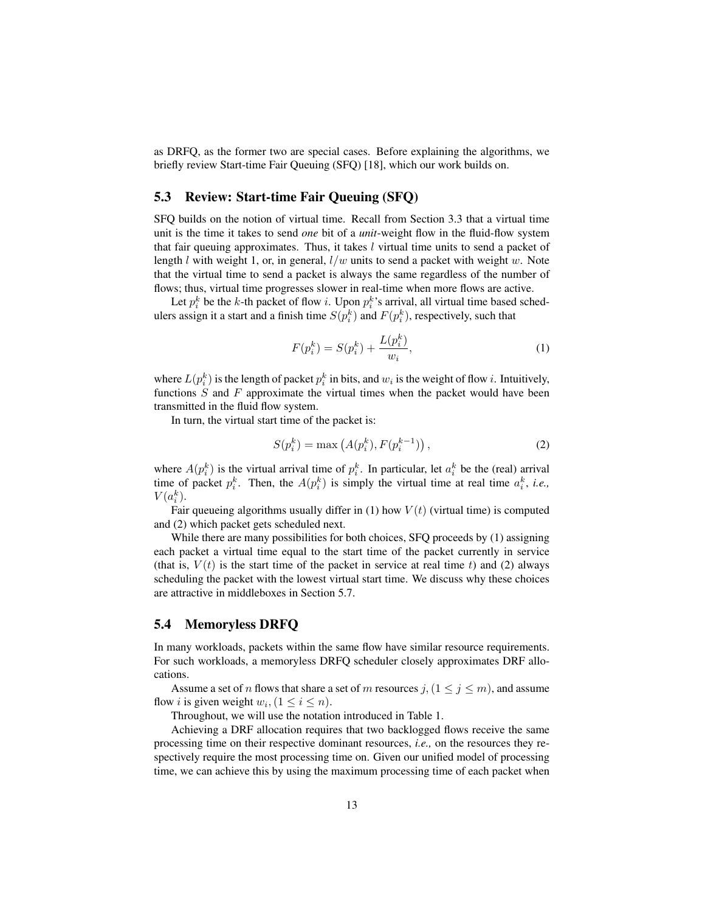as DRFQ, as the former two are special cases. Before explaining the algorithms, we briefly review Start-time Fair Queuing (SFQ) [18], which our work builds on.

## 5.3 Review: Start-time Fair Queuing (SFQ)

SFQ builds on the notion of virtual time. Recall from Section 3.3 that a virtual time unit is the time it takes to send *one* bit of a *unit*-weight flow in the fluid-flow system that fair queuing approximates. Thus, it takes $l$ virtual time units to send a packet of length $l$ with weight 1, or, in general, $l/w$ units to send a packet with weight $w$. Note that the virtual time to send a packet is always the same regardless of the number of flows; thus, virtual time progresses slower in real-time when more flows are active.

Let $p_i^k$ be the $k$-th packet of flow $i$. Upon $p_i^k$'s arrival, all virtual time based schedulers assign it a start and a finish time $S(p_i^k)$ and $F(p_i^k)$, respectively, such that

$$F(p_i^k) = S(p_i^k) + \frac{L(p_i^k)}{w_i}, \tag{1}$$

where $L(p_i^k)$ is the length of packet $p_i^k$ in bits, and $w_i$ is the weight of flow $i$. Intuitively, functions $S$ and $F$ approximate the virtual times when the packet would have been transmitted in the fluid flow system.

In turn, the virtual start time of the packet is:

$$S(p_i^k) = \max\left(A(p_i^k), F(p_i^{k-1})\right), \tag{2}$$

where $A(p_i^k)$ is the virtual arrival time of $p_i^k$. In particular, let $a_i^k$ be the (real) arrival time of packet $p_i^k$. Then, the $A(p_i^k)$ is simply the virtual time at real time $a_i^k$, *i.e.,* $V(a_i^k)$.

Fair queueing algorithms usually differ in (1) how $V(t)$ (virtual time) is computed and (2) which packet gets scheduled next.

While there are many possibilities for both choices, SFQ proceeds by (1) assigning each packet a virtual time equal to the start time of the packet currently in service (that is, $V(t)$ is the start time of the packet in service at real time $t$) and (2) always scheduling the packet with the lowest virtual start time. We discuss why these choices are attractive in middleboxes in Section 5.7.

## 5.4 Memoryless DRFQ

In many workloads, packets within the same flow have similar resource requirements. For such workloads, a memoryless DRFQ scheduler closely approximates DRF allocations.

Assume a set of $n$ flows that share a set of $m$ resources $j, (1 \leq j \leq m)$, and assume flow $i$ is given weight $w_i, (1 \leq i \leq n)$.

Throughout, we will use the notation introduced in Table 1.

Achieving a DRF allocation requires that two backlogged flows receive the same processing time on their respective dominant resources, *i.e.,* on the resources they respectively require the most processing time on. Given our unified model of processing time, we can achieve this by using the maximum processing time of each packet when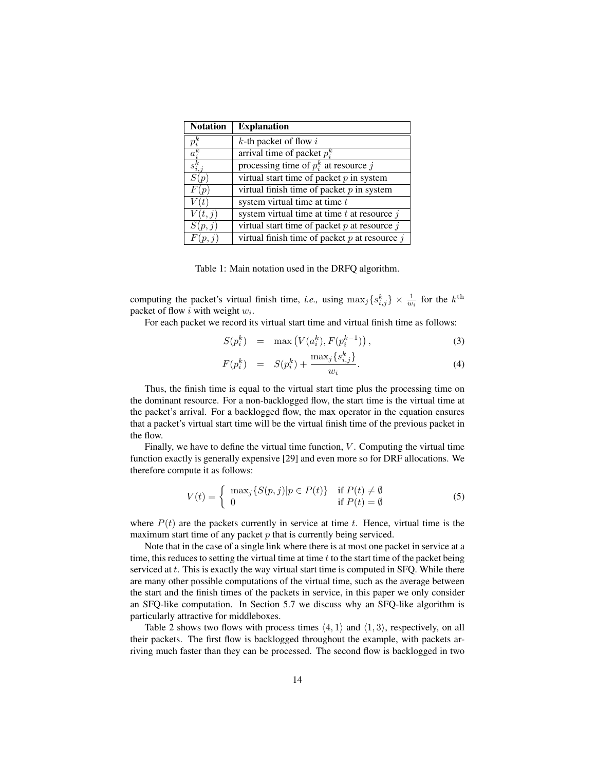| Notation | Explanation |
|---|---|
| $p_i^k$ | $k$-th packet of flow $i$ |
| $a_i^k$ | arrival time of packet $p_i^k$ |
| $s_{i,j}^k$ | processing time of $p_i^k$ at resource $j$ |
| $S(p)$ | virtual start time of packet $p$ in system |
| $F(p)$ | virtual finish time of packet $p$ in system |
| $V(t)$ | system virtual time at time $t$ |
| $V(t,j)$ | system virtual time at time $t$ at resource $j$ |
| $S(p,j)$ | virtual start time of packet $p$ at resource $j$ |
| $F(p,j)$ | virtual finish time of packet $p$ at resource $j$ |

Table 1: Main notation used in the DRFQ algorithm.

computing the packet's virtual finish time, *i.e.,* using $\max_j\{s_{i,j}^k\} \times \frac{1}{w_i}$ for the $k^{\text{th}}$ packet of flow $i$ with weight $w_i$.

For each packet we record its virtual start time and virtual finish time as follows:

$$S(p_i^k) = \max\left(V(a_i^k), F(p_i^{k-1})\right), \tag{3}$$

$$F(p_i^k) = S(p_i^k) + \frac{\max_j\{s_{i,j}^k\}}{w_i}. \tag{4}$$

Thus, the finish time is equal to the virtual start time plus the processing time on the dominant resource. For a non-backlogged flow, the start time is the virtual time at the packet's arrival. For a backlogged flow, the max operator in the equation ensures that a packet's virtual start time will be the virtual finish time of the previous packet in the flow.

Finally, we have to define the virtual time function, $V$. Computing the virtual time function exactly is generally expensive [29] and even more so for DRF allocations. We therefore compute it as follows:

$$V(t) = \begin{cases} \max_j\{S(p,j) | p \in P(t)\} & \text{if } P(t) \neq \emptyset \\ 0 & \text{if } P(t) = \emptyset \end{cases} \tag{5}$$

where $P(t)$ are the packets currently in service at time $t$. Hence, virtual time is the maximum start time of any packet $p$ that is currently being serviced.

Note that in the case of a single link where there is at most one packet in service at a time, this reduces to setting the virtual time at time $t$ to the start time of the packet being serviced at $t$. This is exactly the way virtual start time is computed in SFQ. While there are many other possible computations of the virtual time, such as the average between the start and the finish times of the packets in service, in this paper we only consider an SFQ-like computation. In Section 5.7 we discuss why an SFQ-like algorithm is particularly attractive for middleboxes.

Table 2 shows two flows with process times $\langle 4, 1\rangle$ and $\langle 1, 3\rangle$, respectively, on all their packets. The first flow is backlogged throughout the example, with packets arriving much faster than they can be processed. The second flow is backlogged in two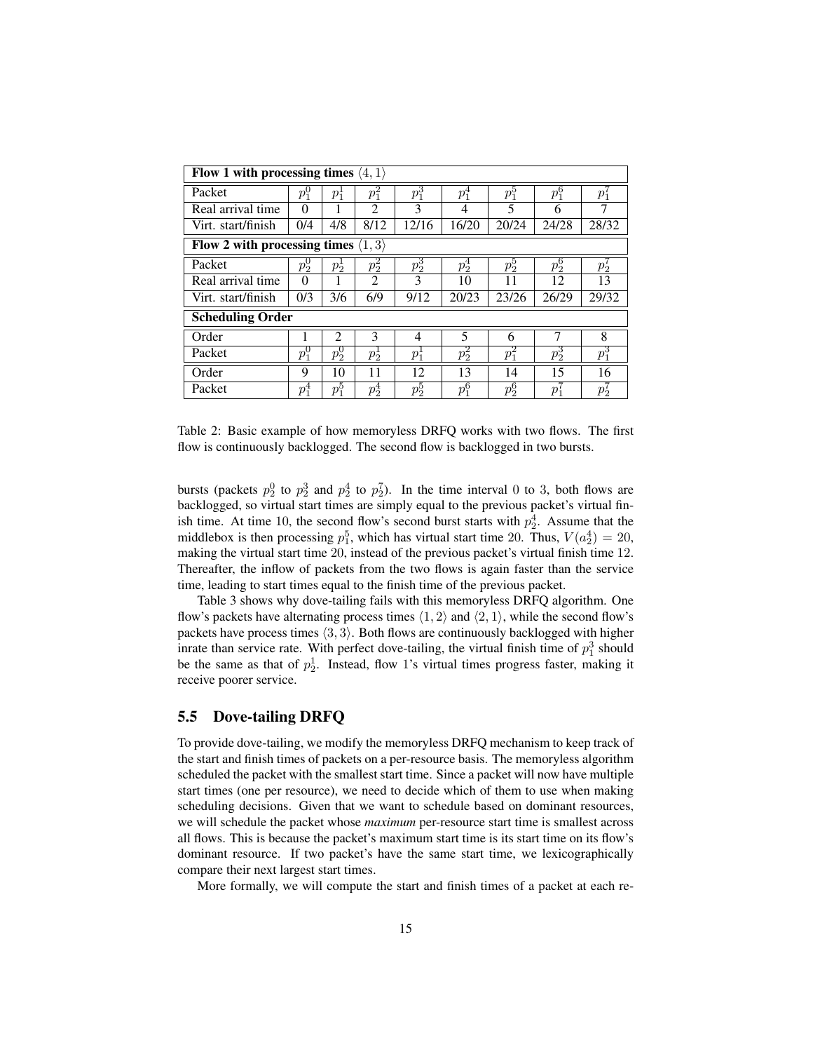| **Flow 1 with processing times $\langle 4, 1\rangle$** | | | | | | | | |
|---|---|---|---|---|---|---|---|---|
| Packet | $p_1^0$ | $p_1^1$ | $p_1^2$ | $p_1^3$ | $p_1^4$ | $p_1^5$ | $p_1^6$ | $p_1^7$ |
| Real arrival time | 0 | 1 | 2 | 3 | 4 | 5 | 6 | 7 |
| Virt. start/finish | 0/4 | 4/8 | 8/12 | 12/16 | 16/20 | 20/24 | 24/28 | 28/32 |
| **Flow 2 with processing times $\langle 1, 3\rangle$** | | | | | | | | |
| Packet | $p_2^0$ | $p_2^1$ | $p_2^2$ | $p_2^3$ | $p_2^4$ | $p_2^5$ | $p_2^6$ | $p_2^7$ |
| Real arrival time | 0 | 1 | 2 | 3 | 10 | 11 | 12 | 13 |
| Virt. start/finish | 0/3 | 3/6 | 6/9 | 9/12 | 20/23 | 23/26 | 26/29 | 29/32 |
| **Scheduling Order** | | | | | | | | |
| Order | 1 | 2 | 3 | 4 | 5 | 6 | 7 | 8 |
| Packet | $p_1^0$ | $p_2^0$ | $p_2^1$ | $p_1^1$ | $p_2^2$ | $p_1^2$ | $p_2^3$ | $p_1^3$ |
| Order | 9 | 10 | 11 | 12 | 13 | 14 | 15 | 16 |
| Packet | $p_1^4$ | $p_1^5$ | $p_2^4$ | $p_2^5$ | $p_1^6$ | $p_2^6$ | $p_1^7$ | $p_2^7$ |

Table 2: Basic example of how memoryless DRFQ works with two flows. The first flow is continuously backlogged. The second flow is backlogged in two bursts.

bursts (packets $p_2^0$ to $p_2^3$ and $p_2^4$ to $p_2^7$). In the time interval 0 to 3, both flows are backlogged, so virtual start times are simply equal to the previous packet's virtual finish time. At time 10, the second flow's second burst starts with $p_2^4$. Assume that the middlebox is then processing $p_1^5$, which has virtual start time 20. Thus, $V(a_2^4) = 20$, making the virtual start time 20, instead of the previous packet's virtual finish time 12. Thereafter, the inflow of packets from the two flows is again faster than the service time, leading to start times equal to the finish time of the previous packet.

Table 3 shows why dove-tailing fails with this memoryless DRFQ algorithm. One flow's packets have alternating process times $\langle 1, 2\rangle$ and $\langle 2, 1\rangle$, while the second flow's packets have process times $\langle 3, 3\rangle$. Both flows are continuously backlogged with higher inrate than service rate. With perfect dove-tailing, the virtual finish time of $p_1^3$ should be the same as that of $p_2^1$. Instead, flow 1's virtual times progress faster, making it receive poorer service.

## 5.5 Dove-tailing DRFQ

To provide dove-tailing, we modify the memoryless DRFQ mechanism to keep track of the start and finish times of packets on a per-resource basis. The memoryless algorithm scheduled the packet with the smallest start time. Since a packet will now have multiple start times (one per resource), we need to decide which of them to use when making scheduling decisions. Given that we want to schedule based on dominant resources, we will schedule the packet whose *maximum* per-resource start time is smallest across all flows. This is because the packet's maximum start time is its start time on its flow's dominant resource. If two packet's have the same start time, we lexicographically compare their next largest start times.

More formally, we will compute the start and finish times of a packet at each re-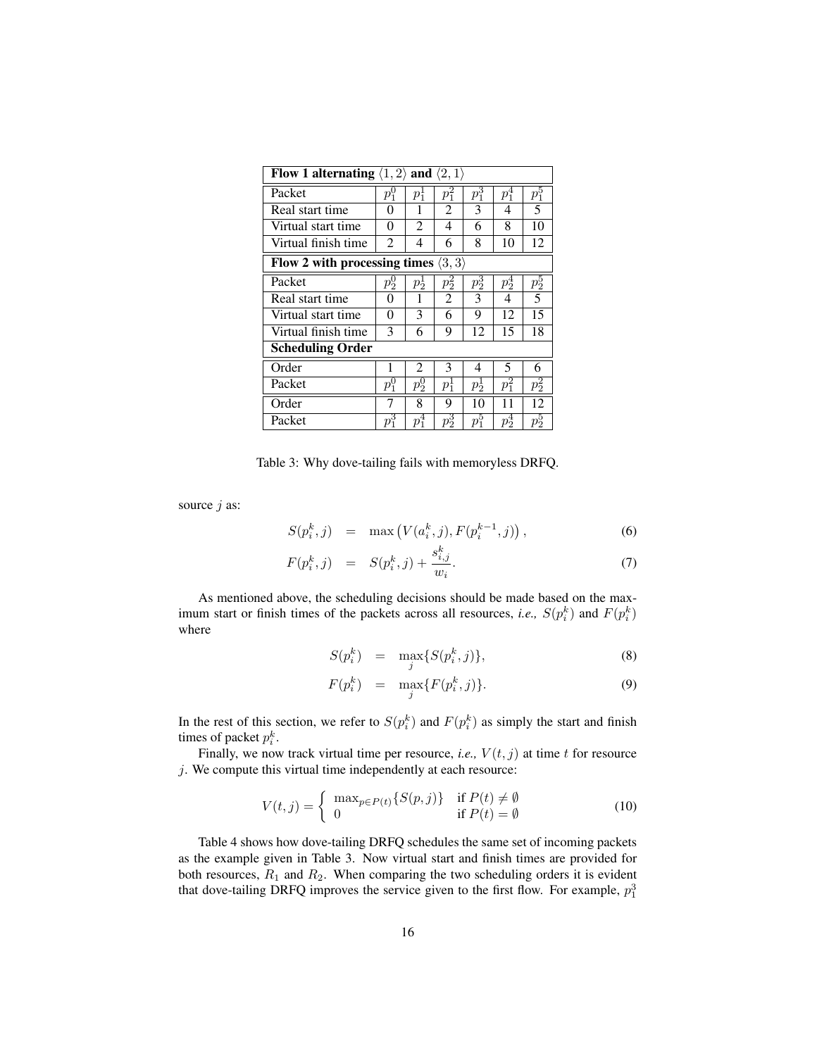| **Flow 1 alternating $\langle 1, 2\rangle$ and $\langle 2, 1\rangle$** | | | | | | |
|---|---|---|---|---|---|---|
| Packet | $p_1^0$ | $p_1^1$ | $p_1^2$ | $p_1^3$ | $p_1^4$ | $p_1^5$ |
| Real start time | 0 | 1 | 2 | 3 | 4 | 5 |
| Virtual start time | 0 | 2 | 4 | 6 | 8 | 10 |
| Virtual finish time | 2 | 4 | 6 | 8 | 10 | 12 |
| **Flow 2 with processing times $\langle 3, 3\rangle$** | | | | | | |
| Packet | $p_2^0$ | $p_2^1$ | $p_2^2$ | $p_2^3$ | $p_2^4$ | $p_2^5$ |
| Real start time | 0 | 1 | 2 | 3 | 4 | 5 |
| Virtual start time | 0 | 3 | 6 | 9 | 12 | 15 |
| Virtual finish time | 3 | 6 | 9 | 12 | 15 | 18 |
| **Scheduling Order** | | | | | | |
| Order | 1 | 2 | 3 | 4 | 5 | 6 |
| Packet | $p_1^0$ | $p_2^0$ | $p_1^1$ | $p_2^1$ | $p_1^2$ | $p_2^2$ |
| Order | 7 | 8 | 9 | 10 | 11 | 12 |
| Packet | $p_1^3$ | $p_1^4$ | $p_2^3$ | $p_1^5$ | $p_2^4$ | $p_2^5$ |

Table 3: Why dove-tailing fails with memoryless DRFQ.

source $j$ as:

$$S(p_i^k, j) = \max\left(V(a_i^k, j), F(p_i^{k-1}, j)\right), \tag{6}$$

$$F(p_i^k, j) = S(p_i^k, j) + \frac{s_{i,j}^k}{w_i}. \tag{7}$$

As mentioned above, the scheduling decisions should be made based on the maximum start or finish times of the packets across all resources, *i.e.,* $S(p_i^k)$ and $F(p_i^k)$ where

$$S(p_i^k) = \max_j\{S(p_i^k, j)\}, \tag{8}$$

$$F(p_i^k) = \max_j\{F(p_i^k, j)\}. \tag{9}$$

In the rest of this section, we refer to $S(p_i^k)$ and $F(p_i^k)$ as simply the start and finish times of packet $p_i^k$.

Finally, we now track virtual time per resource, *i.e.,* $V(t, j)$ at time $t$ for resource $j$. We compute this virtual time independently at each resource:

$$V(t,j) = \begin{cases} \max_{p \in P(t)}\{S(p,j)\} & \text{if } P(t) \neq \emptyset \\ 0 & \text{if } P(t) = \emptyset \end{cases} \tag{10}$$

Table 4 shows how dove-tailing DRFQ schedules the same set of incoming packets as the example given in Table 3. Now virtual start and finish times are provided for both resources, $R_1$ and $R_2$. When comparing the two scheduling orders it is evident that dove-tailing DRFQ improves the service given to the first flow. For example, $p_1^3$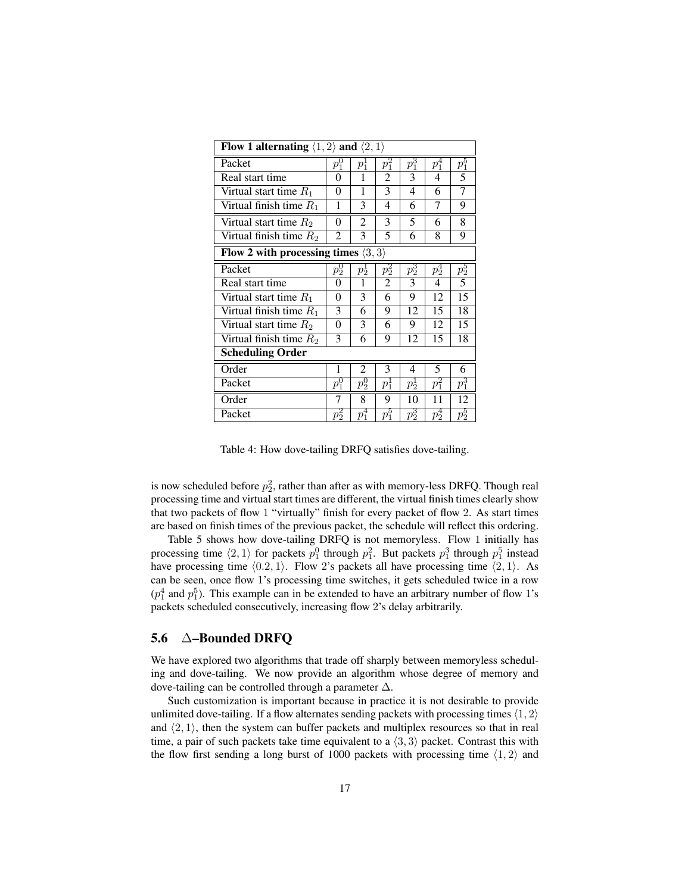| **Flow 1 alternating $\langle 1,2\rangle$ and $\langle 2,1\rangle$** | | | | | | |
|---|---|---|---|---|---|---|
| Packet | $p_1^0$ | $p_1^1$ | $p_1^2$ | $p_1^3$ | $p_1^4$ | $p_1^5$ |
| Real start time | 0 | 1 | 2 | 3 | 4 | 5 |
| Virtual start time $R_1$ | 0 | 1 | 3 | 4 | 6 | 7 |
| Virtual finish time $R_1$ | 1 | 3 | 4 | 6 | 7 | 9 |
| Virtual start time $R_2$ | 0 | 2 | 3 | 5 | 6 | 8 |
| Virtual finish time $R_2$ | 2 | 3 | 5 | 6 | 8 | 9 |
| **Flow 2 with processing times $\langle 3,3\rangle$** | | | | | | |
| Packet | $p_2^0$ | $p_2^1$ | $p_2^2$ | $p_2^3$ | $p_2^4$ | $p_2^5$ |
| Real start time | 0 | 1 | 2 | 3 | 4 | 5 |
| Virtual start time $R_1$ | 0 | 3 | 6 | 9 | 12 | 15 |
| Virtual finish time $R_1$ | 3 | 6 | 9 | 12 | 15 | 18 |
| Virtual start time $R_2$ | 0 | 3 | 6 | 9 | 12 | 15 |
| Virtual finish time $R_2$ | 3 | 6 | 9 | 12 | 15 | 18 |
| **Scheduling Order** | | | | | | |
| Order | 1 | 2 | 3 | 4 | 5 | 6 |
| Packet | $p_1^0$ | $p_2^0$ | $p_1^1$ | $p_2^1$ | $p_1^2$ | $p_1^3$ |
| Order | 7 | 8 | 9 | 10 | 11 | 12 |
| Packet | $p_2^2$ | $p_1^4$ | $p_1^5$ | $p_2^3$ | $p_2^4$ | $p_2^5$ |

Table 4: How dove-tailing DRFQ satisfies dove-tailing.

is now scheduled before $p_2^2$, rather than after as with memory-less DRFQ. Though real processing time and virtual start times are different, the virtual finish times clearly show that two packets of flow 1 "virtually" finish for every packet of flow 2. As start times are based on finish times of the previous packet, the schedule will reflect this ordering.

Table 5 shows how dove-tailing DRFQ is not memoryless. Flow 1 initially has processing time $\langle 2,1\rangle$ for packets $p_1^0$ through $p_1^2$. But packets $p_1^3$ through $p_1^5$ instead have processing time $\langle 0.2,1\rangle$. Flow 2's packets all have processing time $\langle 2,1\rangle$. As can be seen, once flow 1's processing time switches, it gets scheduled twice in a row ($p_1^4$ and $p_1^5$). This example can in be extended to have an arbitrary number of flow 1's packets scheduled consecutively, increasing flow 2's delay arbitrarily.

## 5.6 $\Delta$–Bounded DRFQ

We have explored two algorithms that trade off sharply between memoryless scheduling and dove-tailing. We now provide an algorithm whose degree of memory and dove-tailing can be controlled through a parameter $\Delta$.

Such customization is important because in practice it is not desirable to provide unlimited dove-tailing. If a flow alternates sending packets with processing times $\langle 1,2\rangle$ and $\langle 2,1\rangle$, then the system can buffer packets and multiplex resources so that in real time, a pair of such packets take time equivalent to a $\langle 3,3\rangle$ packet. Contrast this with the flow first sending a long burst of 1000 packets with processing time $\langle 1,2\rangle$ and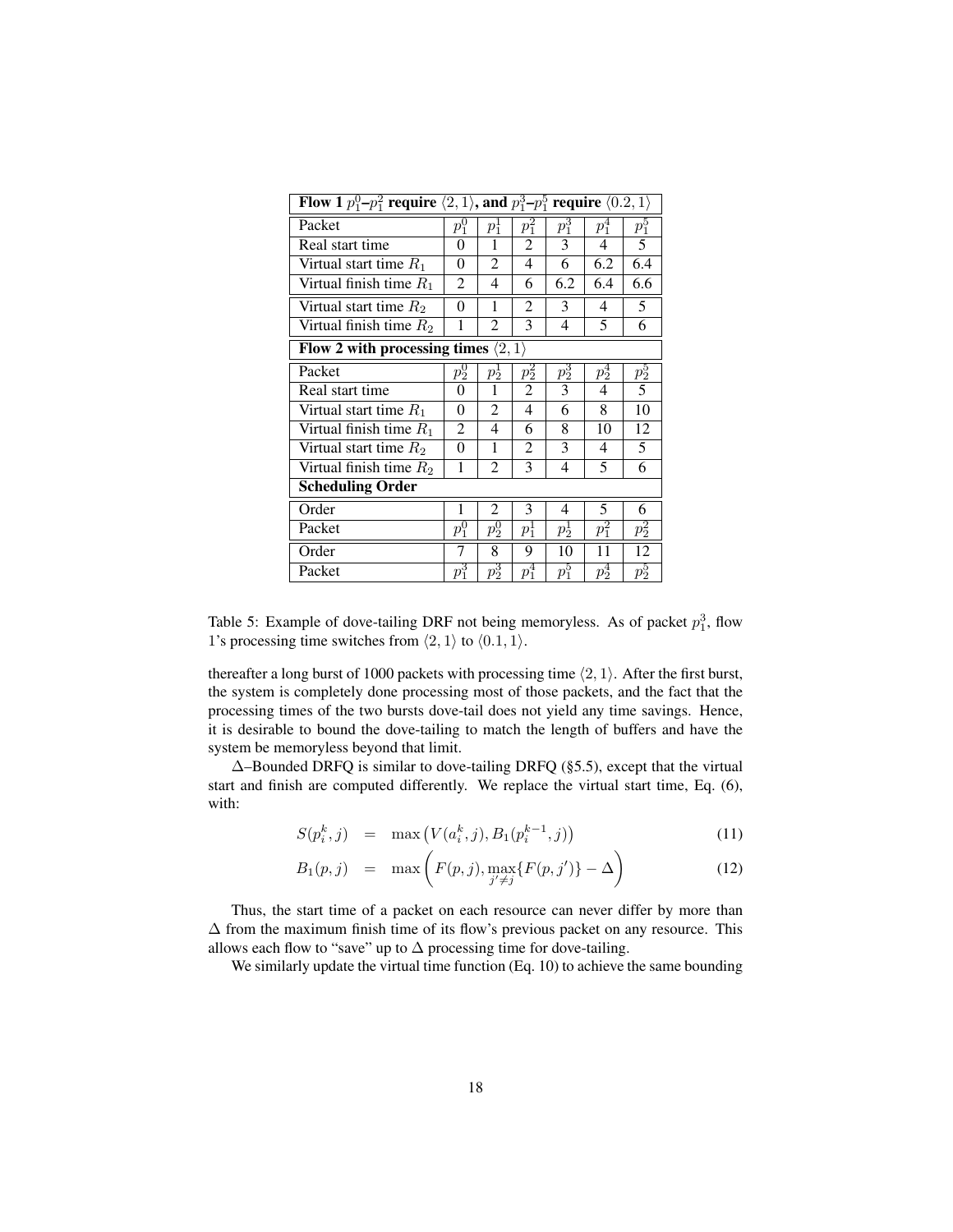| **Flow 1 $p_1^0$–$p_1^2$ require $\langle 2, 1\rangle$, and $p_1^3$–$p_1^5$ require $\langle 0.2, 1\rangle$** | | | | | | |
|---|---|---|---|---|---|---|
| Packet | $p_1^0$ | $p_1^1$ | $p_1^2$ | $p_1^3$ | $p_1^4$ | $p_1^5$ |
| Real start time | 0 | 1 | 2 | 3 | 4 | 5 |
| Virtual start time $R_1$ | 0 | 2 | 4 | 6 | 6.2 | 6.4 |
| Virtual finish time $R_1$ | 2 | 4 | 6 | 6.2 | 6.4 | 6.6 |
| Virtual start time $R_2$ | 0 | 1 | 2 | 3 | 4 | 5 |
| Virtual finish time $R_2$ | 1 | 2 | 3 | 4 | 5 | 6 |
| **Flow 2 with processing times $\langle 2, 1\rangle$** | | | | | | |
| Packet | $p_2^0$ | $p_2^1$ | $p_2^2$ | $p_2^3$ | $p_2^4$ | $p_2^5$ |
| Real start time | 0 | 1 | 2 | 3 | 4 | 5 |
| Virtual start time $R_1$ | 0 | 2 | 4 | 6 | 8 | 10 |
| Virtual finish time $R_1$ | 2 | 4 | 6 | 8 | 10 | 12 |
| Virtual start time $R_2$ | 0 | 1 | 2 | 3 | 4 | 5 |
| Virtual finish time $R_2$ | 1 | 2 | 3 | 4 | 5 | 6 |
| **Scheduling Order** | | | | | | |
| Order | 1 | 2 | 3 | 4 | 5 | 6 |
| Packet | $p_1^0$ | $p_2^0$ | $p_1^1$ | $p_2^1$ | $p_1^2$ | $p_2^2$ |
| Order | 7 | 8 | 9 | 10 | 11 | 12 |
| Packet | $p_1^3$ | $p_2^3$ | $p_1^4$ | $p_1^5$ | $p_2^4$ | $p_2^5$ |

Table 5: Example of dove-tailing DRF not being memoryless. As of packet $p_1^3$, flow 1's processing time switches from $\langle 2, 1\rangle$ to $\langle 0.1, 1\rangle$.

thereafter a long burst of 1000 packets with processing time $\langle 2, 1\rangle$. After the first burst, the system is completely done processing most of those packets, and the fact that the processing times of the two bursts dove-tail does not yield any time savings. Hence, it is desirable to bound the dove-tailing to match the length of buffers and have the system be memoryless beyond that limit.

$\Delta$–Bounded DRFQ is similar to dove-tailing DRFQ (§5.5), except that the virtual start and finish are computed differently. We replace the virtual start time, Eq. (6), with:

$$S(p_i^k, j) \quad = \quad \max\left(V(a_i^k, j), B_1(p_i^{k-1}, j)\right) \tag{11}$$

$$B_1(p, j) \quad = \quad \max\left(F(p, j), \max_{j' \neq j}\{F(p, j')\} - \Delta\right) \tag{12}$$

Thus, the start time of a packet on each resource can never differ by more than $\Delta$ from the maximum finish time of its flow's previous packet on any resource. This allows each flow to "save" up to $\Delta$ processing time for dove-tailing.

We similarly update the virtual time function (Eq. 10) to achieve the same bounding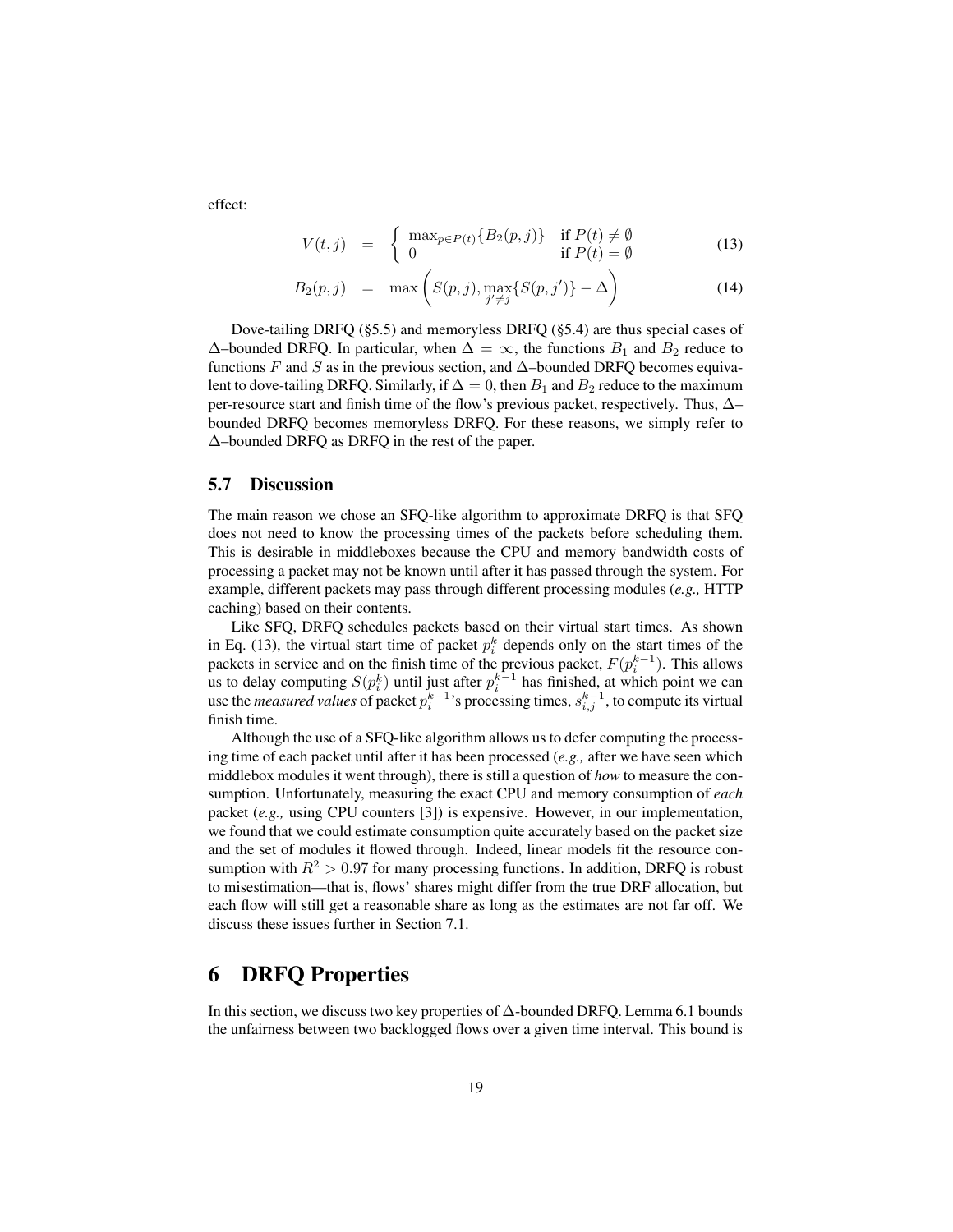effect:

$$V(t,j) = \begin{cases} \max_{p \in P(t)} \{B_2(p,j)\} & \text{if } P(t) \neq \emptyset \\ 0 & \text{if } P(t) = \emptyset \end{cases} \tag{13}$$

$$B_2(p,j) = \max\left(S(p,j), \max_{j' \neq j}\{S(p,j')\} - \Delta\right) \tag{14}$$

Dove-tailing DRFQ (§5.5) and memoryless DRFQ (§5.4) are thus special cases of $\Delta$–bounded DRFQ. In particular, when $\Delta = \infty$, the functions $B_1$ and $B_2$ reduce to functions $F$ and $S$ as in the previous section, and $\Delta$–bounded DRFQ becomes equivalent to dove-tailing DRFQ. Similarly, if $\Delta = 0$, then $B_1$ and $B_2$ reduce to the maximum per-resource start and finish time of the flow's previous packet, respectively. Thus, $\Delta$–bounded DRFQ becomes memoryless DRFQ. For these reasons, we simply refer to $\Delta$–bounded DRFQ as DRFQ in the rest of the paper.

### 5.7 Discussion

The main reason we chose an SFQ-like algorithm to approximate DRFQ is that SFQ does not need to know the processing times of the packets before scheduling them. This is desirable in middleboxes because the CPU and memory bandwidth costs of processing a packet may not be known until after it has passed through the system. For example, different packets may pass through different processing modules (*e.g.,* HTTP caching) based on their contents.

Like SFQ, DRFQ schedules packets based on their virtual start times. As shown in Eq. (13), the virtual start time of packet $p_i^k$ depends only on the start times of the packets in service and on the finish time of the previous packet, $F(p_i^{k-1})$. This allows us to delay computing $S(p_i^k)$ until just after $p_i^{k-1}$ has finished, at which point we can use the *measured values* of packet $p_i^{k-1}$'s processing times, $s_{i,j}^{k-1}$, to compute its virtual finish time.

Although the use of a SFQ-like algorithm allows us to defer computing the processing time of each packet until after it has been processed (*e.g.,* after we have seen which middlebox modules it went through), there is still a question of *how* to measure the consumption. Unfortunately, measuring the exact CPU and memory consumption of *each* packet (*e.g.,* using CPU counters [3]) is expensive. However, in our implementation, we found that we could estimate consumption quite accurately based on the packet size and the set of modules it flowed through. Indeed, linear models fit the resource consumption with $R^2 > 0.97$ for many processing functions. In addition, DRFQ is robust to misestimation—that is, flows' shares might differ from the true DRF allocation, but each flow will still get a reasonable share as long as the estimates are not far off. We discuss these issues further in Section 7.1.

## 6 DRFQ Properties

In this section, we discuss two key properties of $\Delta$-bounded DRFQ. Lemma 6.1 bounds the unfairness between two backlogged flows over a given time interval. This bound is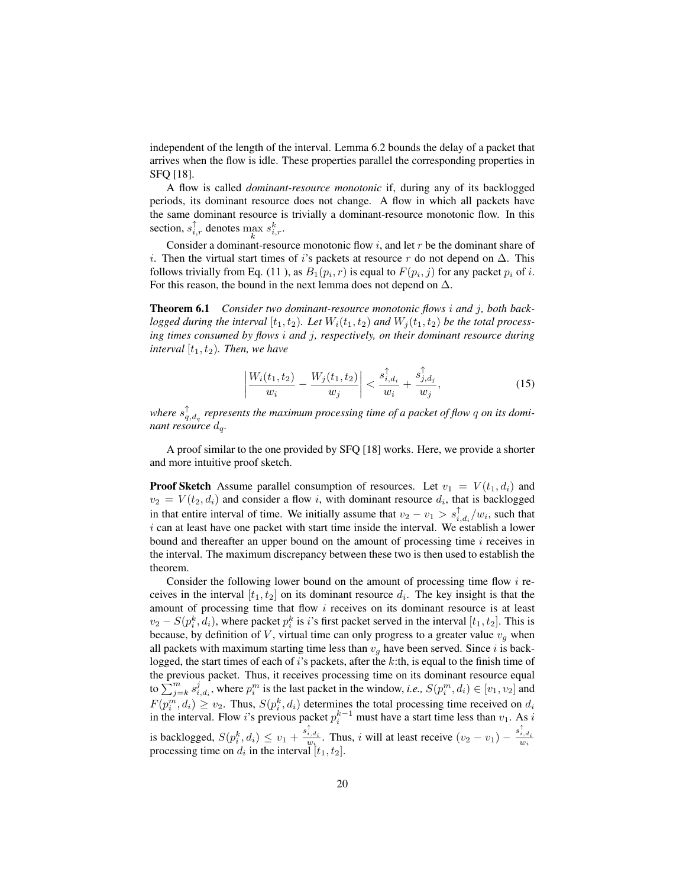independent of the length of the interval. Lemma 6.2 bounds the delay of a packet that arrives when the flow is idle. These properties parallel the corresponding properties in SFQ [18].

A flow is called *dominant-resource monotonic* if, during any of its backlogged periods, its dominant resource does not change. A flow in which all packets have the same dominant resource is trivially a dominant-resource monotonic flow. In this section, $s^{\uparrow}_{i,r}$ denotes $\max_k s^k_{i,r}$.

Consider a dominant-resource monotonic flow $i$, and let $r$ be the dominant share of $i$. Then the virtual start times of $i$'s packets at resource $r$ do not depend on $\Delta$. This follows trivially from Eq. (11 ), as $B_1(p_i, r)$ is equal to $F(p_i, j)$ for any packet $p_i$ of $i$. For this reason, the bound in the next lemma does not depend on $\Delta$.

**Theorem 6.1** *Consider two dominant-resource monotonic flows $i$ and $j$, both backlogged during the interval $[t_1, t_2)$. Let $W_i(t_1, t_2)$ and $W_j(t_1, t_2)$ be the total processing times consumed by flows $i$ and $j$, respectively, on their dominant resource during interval $[t_1, t_2)$. Then, we have*

$$\left| \frac{W_i(t_1, t_2)}{w_i} - \frac{W_j(t_1, t_2)}{w_j} \right| < \frac{s^{\uparrow}_{i,d_i}}{w_i} + \frac{s^{\uparrow}_{j,d_j}}{w_j}, \tag{15}$$

*where $s^{\uparrow}_{q,d_q}$ represents the maximum processing time of a packet of flow $q$ on its dominant resource $d_q$.*

A proof similar to the one provided by SFQ [18] works. Here, we provide a shorter and more intuitive proof sketch.

**Proof Sketch** Assume parallel consumption of resources. Let $v_1 = V(t_1, d_i)$ and $v_2 = V(t_2, d_i)$ and consider a flow $i$, with dominant resource $d_i$, that is backlogged in that entire interval of time. We initially assume that $v_2 - v_1 > s^{\uparrow}_{i,d_i}/w_i$, such that $i$ can at least have one packet with start time inside the interval. We establish a lower bound and thereafter an upper bound on the amount of processing time $i$ receives in the interval. The maximum discrepancy between these two is then used to establish the theorem.

Consider the following lower bound on the amount of processing time flow $i$ receives in the interval $[t_1, t_2]$ on its dominant resource $d_i$. The key insight is that the amount of processing time that flow $i$ receives on its dominant resource is at least $v_2 - S(p^k_i, d_i)$, where packet $p^k_i$ is $i$'s first packet served in the interval $[t_1, t_2]$. This is because, by definition of $V$, virtual time can only progress to a greater value $v_g$ when all packets with maximum starting time less than $v_g$ have been served. Since $i$ is backlogged, the start times of each of $i$'s packets, after the $k$:th, is equal to the finish time of the previous packet. Thus, it receives processing time on its dominant resource equal to $\sum_{j=k}^{m} s^j_{i,d_i}$, where $p^m_i$ is the last packet in the window, *i.e.,* $S(p^m_i, d_i) \in [v_1, v_2]$ and $F(p^m_i, d_i) \geq v_2$. Thus, $S(p^k_i, d_i)$ determines the total processing time received on $d_i$ in the interval. Flow $i$'s previous packet $p^{k-1}_i$ must have a start time less than $v_1$. As $i$ is backlogged, $S(p^k_i, d_i) \leq v_1 + \frac{s^{\uparrow}_{i,d_i}}{w_i}$. Thus, $i$ will at least receive $(v_2 - v_1) - \frac{s^{\uparrow}_{i,d_i}}{w_i}$ processing time on $d_i$ in the interval $[t_1, t_2]$.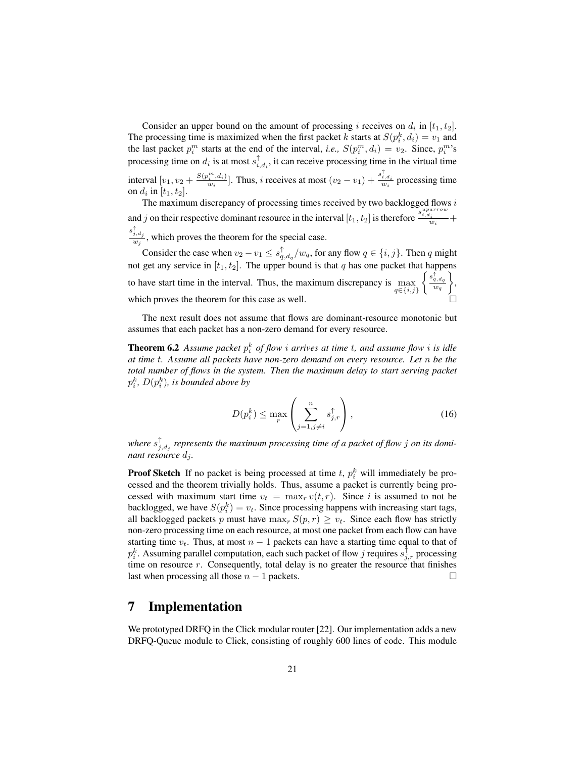Consider an upper bound on the amount of processing $i$ receives on $d_i$ in $[t_1, t_2]$. The processing time is maximized when the first packet $k$ starts at $S(p_i^k, d_i) = v_1$ and the last packet $p_i^m$ starts at the end of the interval, *i.e.,* $S(p_i^m, d_i) = v_2$. Since, $p_i^m$'s processing time on $d_i$ is at most $s_{i,d_i}^{\uparrow}$, it can receive processing time in the virtual time interval $[v_1, v_2 + \frac{S(p_i^m, d_i)}{w_i}]$. Thus, $i$ receives at most $(v_2 - v_1) + \frac{s_{i,d_i}^{\uparrow}}{w_i}$ processing time on $d_i$ in $[t_1, t_2]$.

The maximum discrepancy of processing times received by two backlogged flows $i$ and $j$ on their respective dominant resource in the interval $[t_1, t_2]$ is therefore $\frac{s_{i,d_i}^{uparrow}}{w_i} + \frac{s_{j,d_j}^{\uparrow}}{w_j}$, which proves the theorem for the special case.

Consider the case when $v_2 - v_1 \leq s_{q,d_q}^{\uparrow}/w_q$, for any flow $q \in \{i, j\}$. Then $q$ might not get any service in $[t_1, t_2]$. The upper bound is that $q$ has one packet that happens to have start time in the interval. Thus, the maximum discrepancy is $\max_{q \in \{i,j\}} \left\{ \frac{s_{q,d_q}^{\uparrow}}{w_q} \right\}$, which proves the theorem for this case as well. □

The next result does not assume that flows are dominant-resource monotonic but assumes that each packet has a non-zero demand for every resource.

**Theorem 6.2** *Assume packet $p_i^k$ of flow $i$ arrives at time $t$, and assume flow $i$ is idle at time $t$. Assume all packets have non-zero demand on every resource. Let $n$ be the total number of flows in the system. Then the maximum delay to start serving packet $p_i^k$, $D(p_i^k)$, is bounded above by*

$$D(p_i^k) \leq \max_r \left( \sum_{j=1, j \neq i}^{n} s_{j,r}^{\uparrow} \right), \tag{16}$$

*where $s_{j,d_j}^{\uparrow}$ represents the maximum processing time of a packet of flow $j$ on its dominant resource $d_j$.*

**Proof Sketch** If no packet is being processed at time $t$, $p_i^k$ will immediately be processed and the theorem trivially holds. Thus, assume a packet is currently being processed with maximum start time $v_t = \max_r v(t, r)$. Since $i$ is assumed to not be backlogged, we have $S(p_i^k) = v_t$. Since processing happens with increasing start tags, all backlogged packets $p$ must have $\max_r S(p, r) \geq v_t$. Since each flow has strictly non-zero processing time on each resource, at most one packet from each flow can have starting time $v_t$. Thus, at most $n - 1$ packets can have a starting time equal to that of $p_i^k$. Assuming parallel computation, each such packet of flow $j$ requires $s_{j,r}^{\uparrow}$ processing time on resource $r$. Consequently, total delay is no greater the resource that finishes last when processing all those $n - 1$ packets. □

# 7 Implementation

We prototyped DRFQ in the Click modular router [22]. Our implementation adds a new DRFQ-Queue module to Click, consisting of roughly 600 lines of code. This module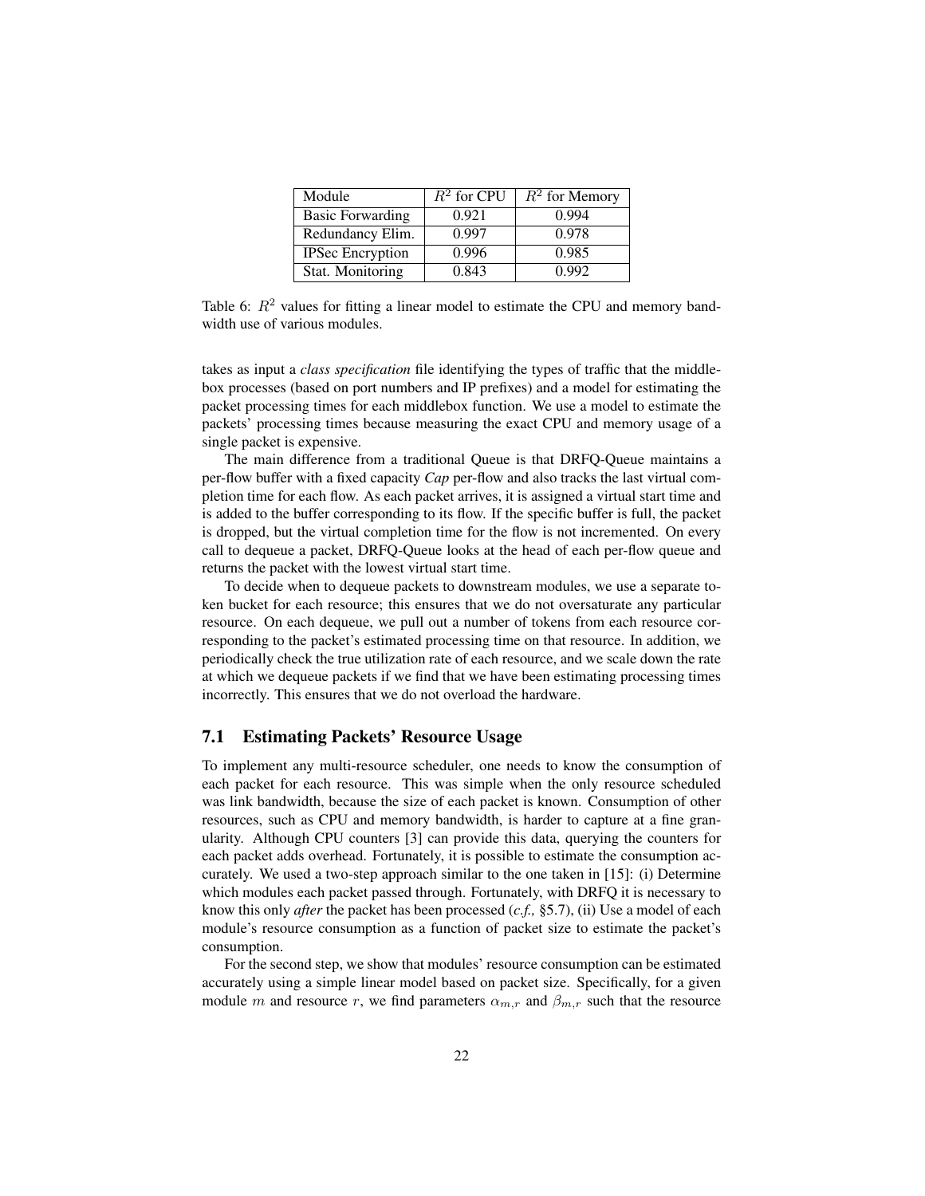| Module | $R^2$ for CPU | $R^2$ for Memory |
| --- | --- | --- |
| Basic Forwarding | 0.921 | 0.994 |
| Redundancy Elim. | 0.997 | 0.978 |
| IPSec Encryption | 0.996 | 0.985 |
| Stat. Monitoring | 0.843 | 0.992 |

Table 6: $R^2$ values for fitting a linear model to estimate the CPU and memory bandwidth use of various modules.

takes as input a *class specification* file identifying the types of traffic that the middlebox processes (based on port numbers and IP prefixes) and a model for estimating the packet processing times for each middlebox function. We use a model to estimate the packets' processing times because measuring the exact CPU and memory usage of a single packet is expensive.

The main difference from a traditional Queue is that DRFQ-Queue maintains a per-flow buffer with a fixed capacity *Cap* per-flow and also tracks the last virtual completion time for each flow. As each packet arrives, it is assigned a virtual start time and is added to the buffer corresponding to its flow. If the specific buffer is full, the packet is dropped, but the virtual completion time for the flow is not incremented. On every call to dequeue a packet, DRFQ-Queue looks at the head of each per-flow queue and returns the packet with the lowest virtual start time.

To decide when to dequeue packets to downstream modules, we use a separate token bucket for each resource; this ensures that we do not oversaturate any particular resource. On each dequeue, we pull out a number of tokens from each resource corresponding to the packet's estimated processing time on that resource. In addition, we periodically check the true utilization rate of each resource, and we scale down the rate at which we dequeue packets if we find that we have been estimating processing times incorrectly. This ensures that we do not overload the hardware.

## 7.1 Estimating Packets' Resource Usage

To implement any multi-resource scheduler, one needs to know the consumption of each packet for each resource. This was simple when the only resource scheduled was link bandwidth, because the size of each packet is known. Consumption of other resources, such as CPU and memory bandwidth, is harder to capture at a fine granularity. Although CPU counters [3] can provide this data, querying the counters for each packet adds overhead. Fortunately, it is possible to estimate the consumption accurately. We used a two-step approach similar to the one taken in [15]: (i) Determine which modules each packet passed through. Fortunately, with DRFQ it is necessary to know this only *after* the packet has been processed (*c.f.,* §5.7), (ii) Use a model of each module's resource consumption as a function of packet size to estimate the packet's consumption.

For the second step, we show that modules' resource consumption can be estimated accurately using a simple linear model based on packet size. Specifically, for a given module $m$ and resource $r$, we find parameters $\alpha_{m,r}$ and $\beta_{m,r}$ such that the resource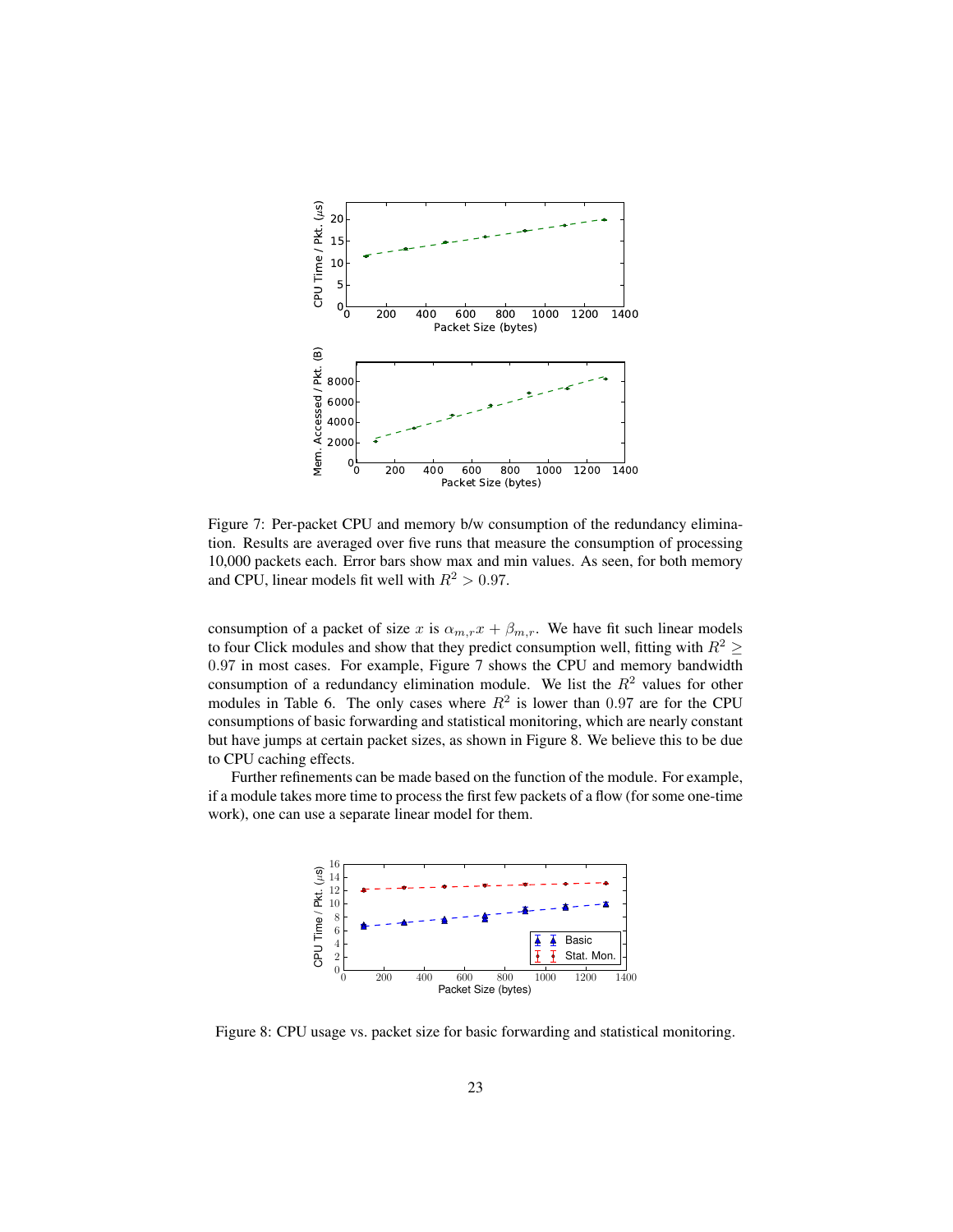Figure 7: Per-packet CPU and memory b/w consumption of the redundancy elimination. Results are averaged over five runs that measure the consumption of processing 10,000 packets each. Error bars show max and min values. As seen, for both memory and CPU, linear models fit well with $R^2 > 0.97$.

consumption of a packet of size $x$ is $\alpha_{m,r}x + \beta_{m,r}$. We have fit such linear models to four Click modules and show that they predict consumption well, fitting with $R^2 \geq 0.97$ in most cases. For example, Figure 7 shows the CPU and memory bandwidth consumption of a redundancy elimination module. We list the $R^2$ values for other modules in Table 6. The only cases where $R^2$ is lower than $0.97$ are for the CPU consumptions of basic forwarding and statistical monitoring, which are nearly constant but have jumps at certain packet sizes, as shown in Figure 8. We believe this to be due to CPU caching effects.

Further refinements can be made based on the function of the module. For example, if a module takes more time to process the first few packets of a flow (for some one-time work), one can use a separate linear model for them.

Figure 8: CPU usage vs. packet size for basic forwarding and statistical monitoring.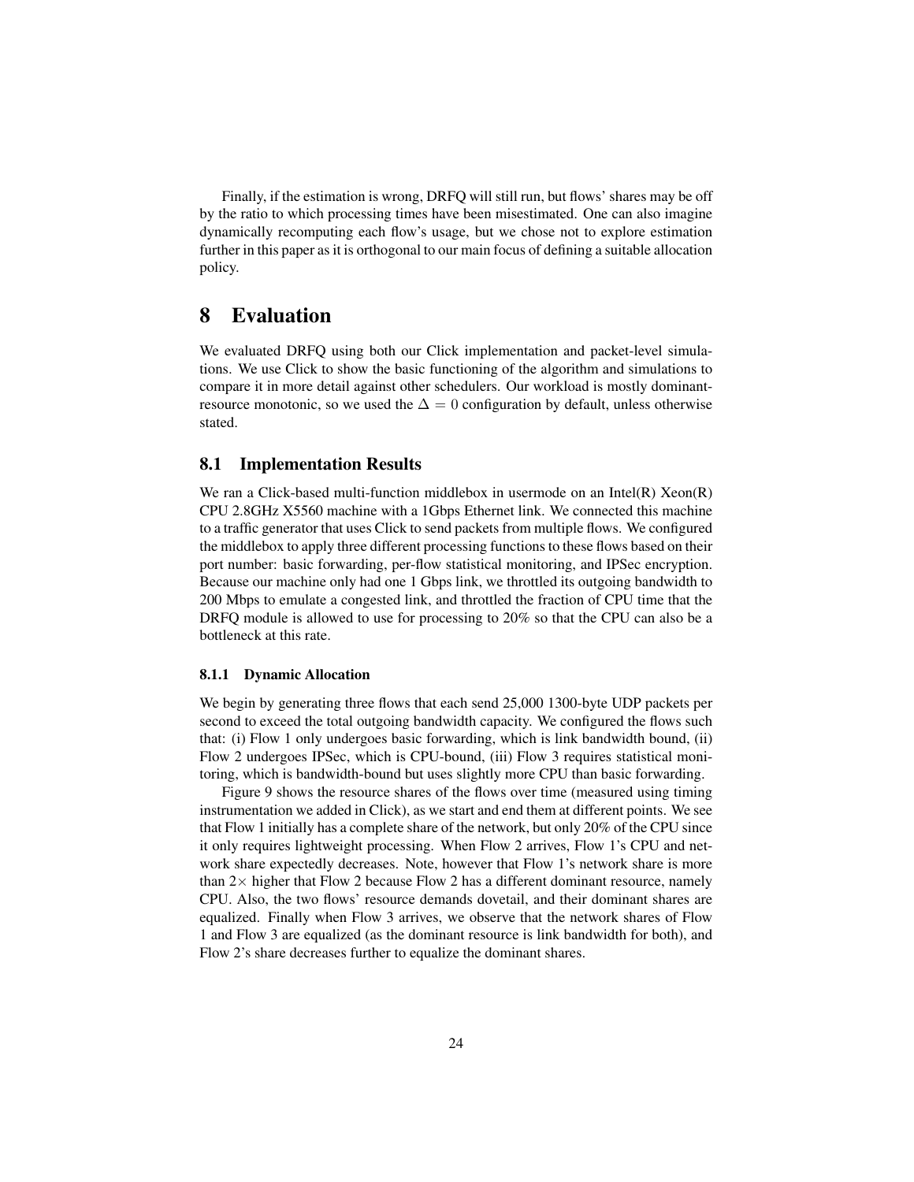Finally, if the estimation is wrong, DRFQ will still run, but flows' shares may be off by the ratio to which processing times have been misestimated. One can also imagine dynamically recomputing each flow's usage, but we chose not to explore estimation further in this paper as it is orthogonal to our main focus of defining a suitable allocation policy.

# 8 Evaluation

We evaluated DRFQ using both our Click implementation and packet-level simulations. We use Click to show the basic functioning of the algorithm and simulations to compare it in more detail against other schedulers. Our workload is mostly dominant-resource monotonic, so we used the $\Delta = 0$ configuration by default, unless otherwise stated.

## 8.1 Implementation Results

We ran a Click-based multi-function middlebox in usermode on an Intel(R) Xeon(R) CPU 2.8GHz X5560 machine with a 1Gbps Ethernet link. We connected this machine to a traffic generator that uses Click to send packets from multiple flows. We configured the middlebox to apply three different processing functions to these flows based on their port number: basic forwarding, per-flow statistical monitoring, and IPSec encryption. Because our machine only had one 1 Gbps link, we throttled its outgoing bandwidth to 200 Mbps to emulate a congested link, and throttled the fraction of CPU time that the DRFQ module is allowed to use for processing to 20% so that the CPU can also be a bottleneck at this rate.

### 8.1.1 Dynamic Allocation

We begin by generating three flows that each send 25,000 1300-byte UDP packets per second to exceed the total outgoing bandwidth capacity. We configured the flows such that: (i) Flow 1 only undergoes basic forwarding, which is link bandwidth bound, (ii) Flow 2 undergoes IPSec, which is CPU-bound, (iii) Flow 3 requires statistical monitoring, which is bandwidth-bound but uses slightly more CPU than basic forwarding.

Figure 9 shows the resource shares of the flows over time (measured using timing instrumentation we added in Click), as we start and end them at different points. We see that Flow 1 initially has a complete share of the network, but only 20% of the CPU since it only requires lightweight processing. When Flow 2 arrives, Flow 1's CPU and network share expectedly decreases. Note, however that Flow 1's network share is more than $2\times$ higher that Flow 2 because Flow 2 has a different dominant resource, namely CPU. Also, the two flows' resource demands dovetail, and their dominant shares are equalized. Finally when Flow 3 arrives, we observe that the network shares of Flow 1 and Flow 3 are equalized (as the dominant resource is link bandwidth for both), and Flow 2's share decreases further to equalize the dominant shares.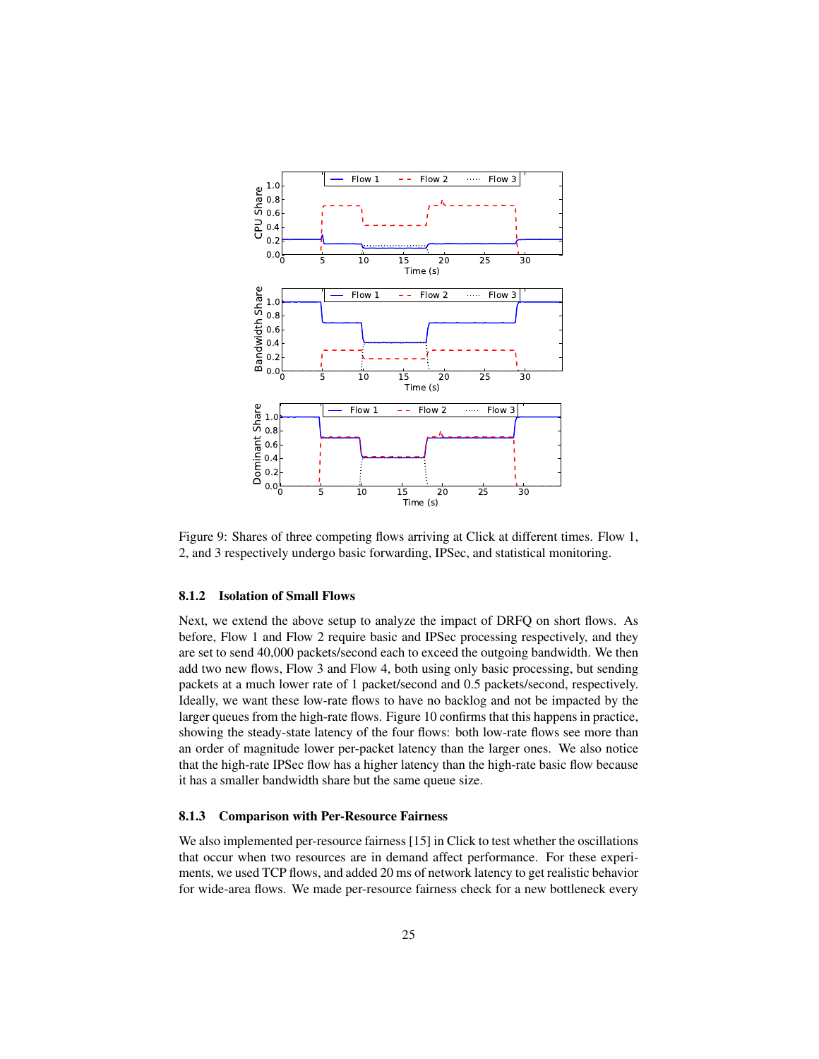Figure 9: Shares of three competing flows arriving at Click at different times. Flow 1, 2, and 3 respectively undergo basic forwarding, IPSec, and statistical monitoring.

### 8.1.2 Isolation of Small Flows

Next, we extend the above setup to analyze the impact of DRFQ on short flows. As before, Flow 1 and Flow 2 require basic and IPSec processing respectively, and they are set to send 40,000 packets/second each to exceed the outgoing bandwidth. We then add two new flows, Flow 3 and Flow 4, both using only basic processing, but sending packets at a much lower rate of 1 packet/second and 0.5 packets/second, respectively. Ideally, we want these low-rate flows to have no backlog and not be impacted by the larger queues from the high-rate flows. Figure 10 confirms that this happens in practice, showing the steady-state latency of the four flows: both low-rate flows see more than an order of magnitude lower per-packet latency than the larger ones. We also notice that the high-rate IPSec flow has a higher latency than the high-rate basic flow because it has a smaller bandwidth share but the same queue size.

### 8.1.3 Comparison with Per-Resource Fairness

We also implemented per-resource fairness [15] in Click to test whether the oscillations that occur when two resources are in demand affect performance. For these experiments, we used TCP flows, and added 20 ms of network latency to get realistic behavior for wide-area flows. We made per-resource fairness check for a new bottleneck every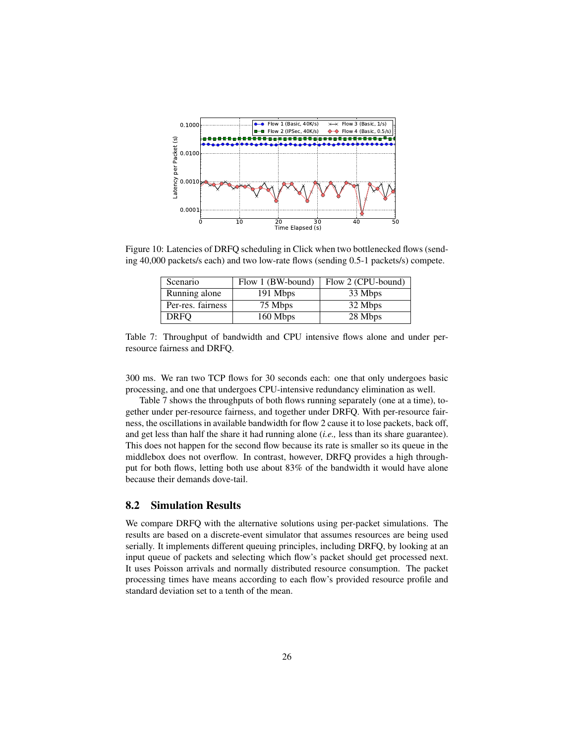Figure 10: Latencies of DRFQ scheduling in Click when two bottlenecked flows (sending 40,000 packets/s each) and two low-rate flows (sending 0.5-1 packets/s) compete.

| Scenario | Flow 1 (BW-bound) | Flow 2 (CPU-bound) |
|---|---|---|
| Running alone | 191 Mbps | 33 Mbps |
| Per-res. fairness | 75 Mbps | 32 Mbps |
| DRFQ | 160 Mbps | 28 Mbps |

Table 7: Throughput of bandwidth and CPU intensive flows alone and under per-resource fairness and DRFQ.

300 ms. We ran two TCP flows for 30 seconds each: one that only undergoes basic processing, and one that undergoes CPU-intensive redundancy elimination as well.

Table 7 shows the throughputs of both flows running separately (one at a time), together under per-resource fairness, and together under DRFQ. With per-resource fairness, the oscillations in available bandwidth for flow 2 cause it to lose packets, back off, and get less than half the share it had running alone (*i.e.,* less than its share guarantee). This does not happen for the second flow because its rate is smaller so its queue in the middlebox does not overflow. In contrast, however, DRFQ provides a high throughput for both flows, letting both use about 83% of the bandwidth it would have alone because their demands dove-tail.

## 8.2 Simulation Results

We compare DRFQ with the alternative solutions using per-packet simulations. The results are based on a discrete-event simulator that assumes resources are being used serially. It implements different queuing principles, including DRFQ, by looking at an input queue of packets and selecting which flow's packet should get processed next. It uses Poisson arrivals and normally distributed resource consumption. The packet processing times have means according to each flow's provided resource profile and standard deviation set to a tenth of the mean.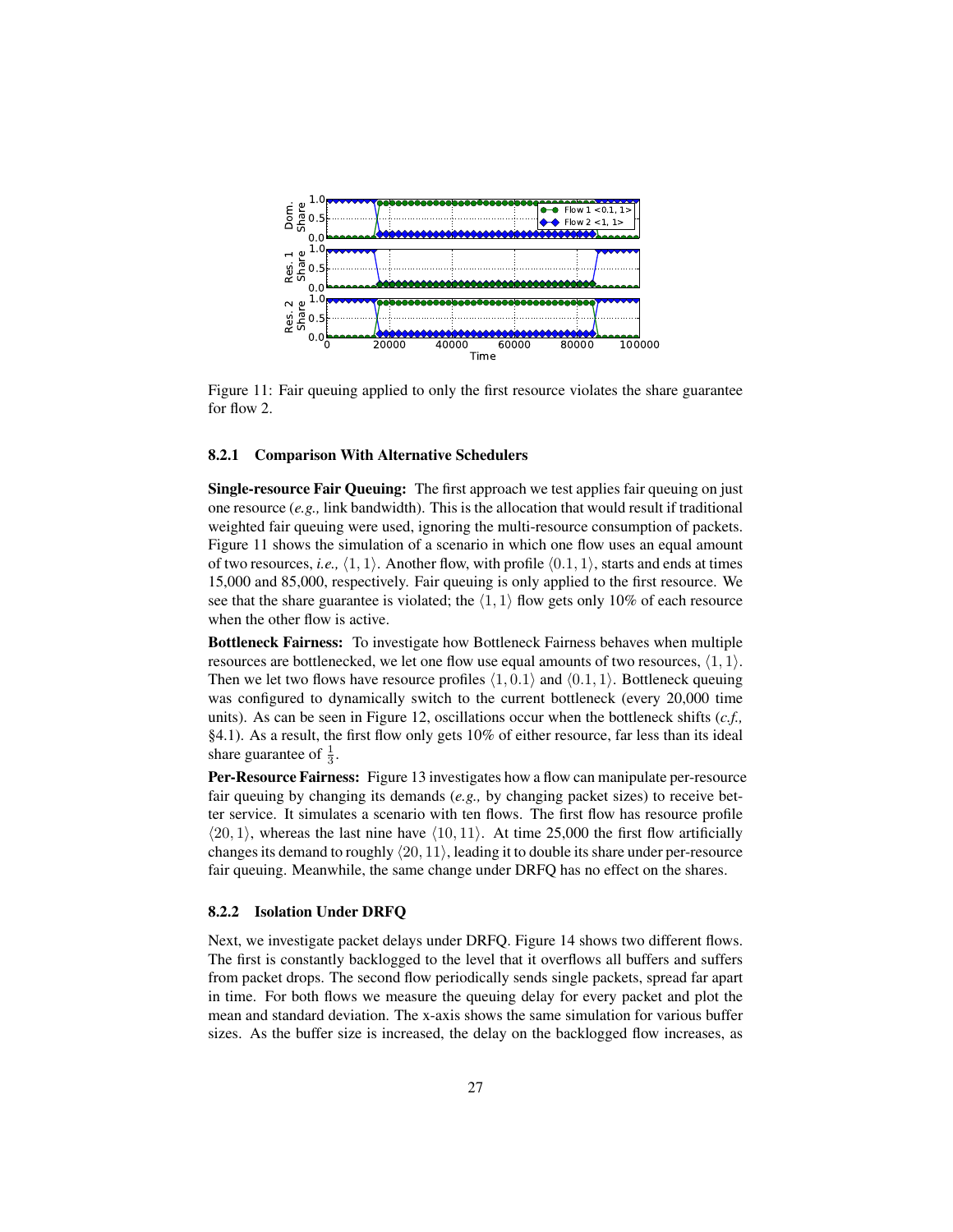Figure 11: Fair queuing applied to only the first resource violates the share guarantee for flow 2.

### 8.2.1 Comparison With Alternative Schedulers

**Single-resource Fair Queuing:** The first approach we test applies fair queuing on just one resource (*e.g.,* link bandwidth). This is the allocation that would result if traditional weighted fair queuing were used, ignoring the multi-resource consumption of packets. Figure 11 shows the simulation of a scenario in which one flow uses an equal amount of two resources, *i.e.,* $\langle 1, 1\rangle$. Another flow, with profile $\langle 0.1, 1\rangle$, starts and ends at times 15,000 and 85,000, respectively. Fair queuing is only applied to the first resource. We see that the share guarantee is violated; the $\langle 1, 1\rangle$ flow gets only 10% of each resource when the other flow is active.

**Bottleneck Fairness:** To investigate how Bottleneck Fairness behaves when multiple resources are bottlenecked, we let one flow use equal amounts of two resources, $\langle 1, 1\rangle$. Then we let two flows have resource profiles $\langle 1, 0.1\rangle$ and $\langle 0.1, 1\rangle$. Bottleneck queuing was configured to dynamically switch to the current bottleneck (every 20,000 time units). As can be seen in Figure 12, oscillations occur when the bottleneck shifts (*c.f.,* §4.1). As a result, the first flow only gets 10% of either resource, far less than its ideal share guarantee of $\frac{1}{3}$.

**Per-Resource Fairness:** Figure 13 investigates how a flow can manipulate per-resource fair queuing by changing its demands (*e.g.,* by changing packet sizes) to receive better service. It simulates a scenario with ten flows. The first flow has resource profile $\langle 20, 1\rangle$, whereas the last nine have $\langle 10, 11\rangle$. At time 25,000 the first flow artificially changes its demand to roughly $\langle 20, 11\rangle$, leading it to double its share under per-resource fair queuing. Meanwhile, the same change under DRFQ has no effect on the shares.

### 8.2.2 Isolation Under DRFQ

Next, we investigate packet delays under DRFQ. Figure 14 shows two different flows. The first is constantly backlogged to the level that it overflows all buffers and suffers from packet drops. The second flow periodically sends single packets, spread far apart in time. For both flows we measure the queuing delay for every packet and plot the mean and standard deviation. The x-axis shows the same simulation for various buffer sizes. As the buffer size is increased, the delay on the backlogged flow increases, as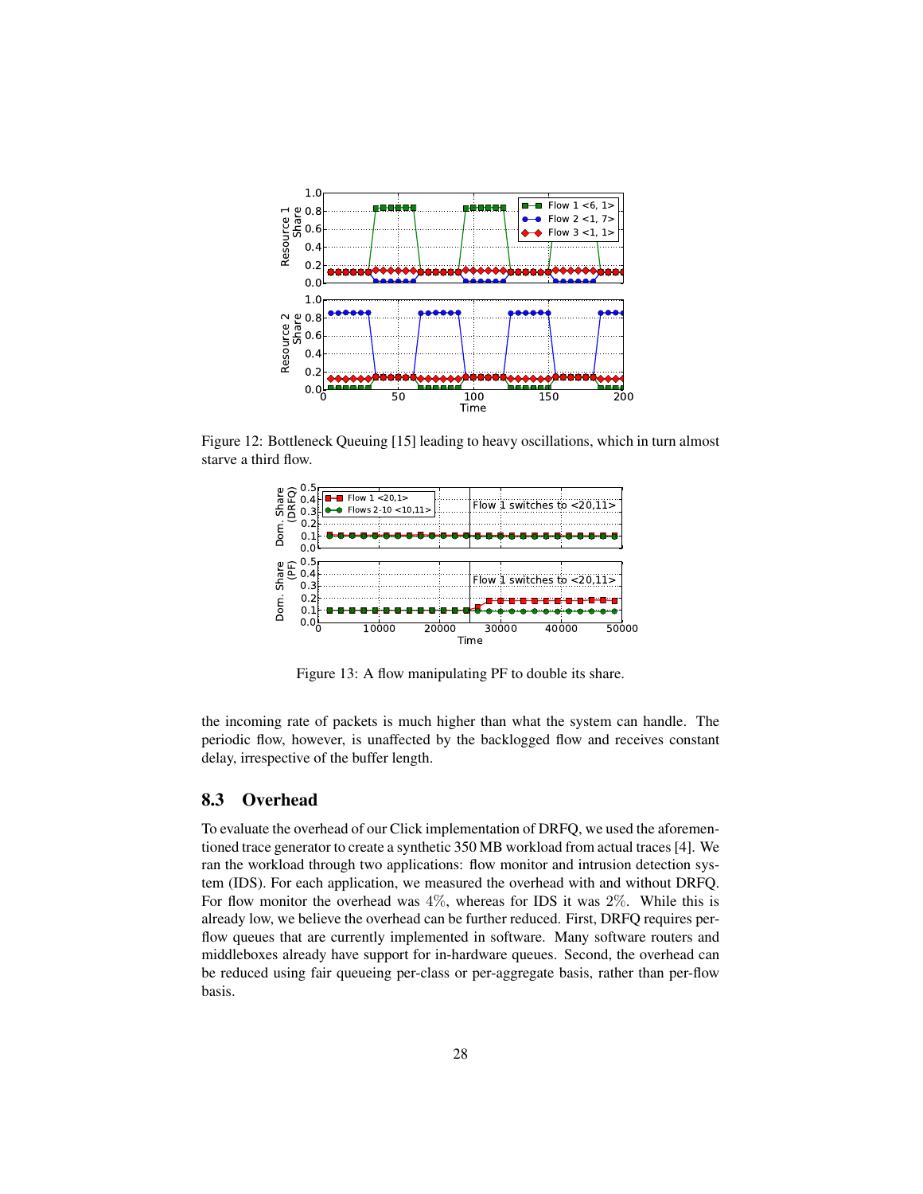Figure 12: Bottleneck Queuing [15] leading to heavy oscillations, which in turn almost starve a third flow.

Figure 13: A flow manipulating PF to double its share.

the incoming rate of packets is much higher than what the system can handle. The periodic flow, however, is unaffected by the backlogged flow and receives constant delay, irrespective of the buffer length.

## 8.3 Overhead

To evaluate the overhead of our Click implementation of DRFQ, we used the aforementioned trace generator to create a synthetic 350 MB workload from actual traces [4]. We ran the workload through two applications: flow monitor and intrusion detection system (IDS). For each application, we measured the overhead with and without DRFQ. For flow monitor the overhead was $4\%$, whereas for IDS it was $2\%$. While this is already low, we believe the overhead can be further reduced. First, DRFQ requires per-flow queues that are currently implemented in software. Many software routers and middleboxes already have support for in-hardware queues. Second, the overhead can be reduced using fair queueing per-class or per-aggregate basis, rather than per-flow basis.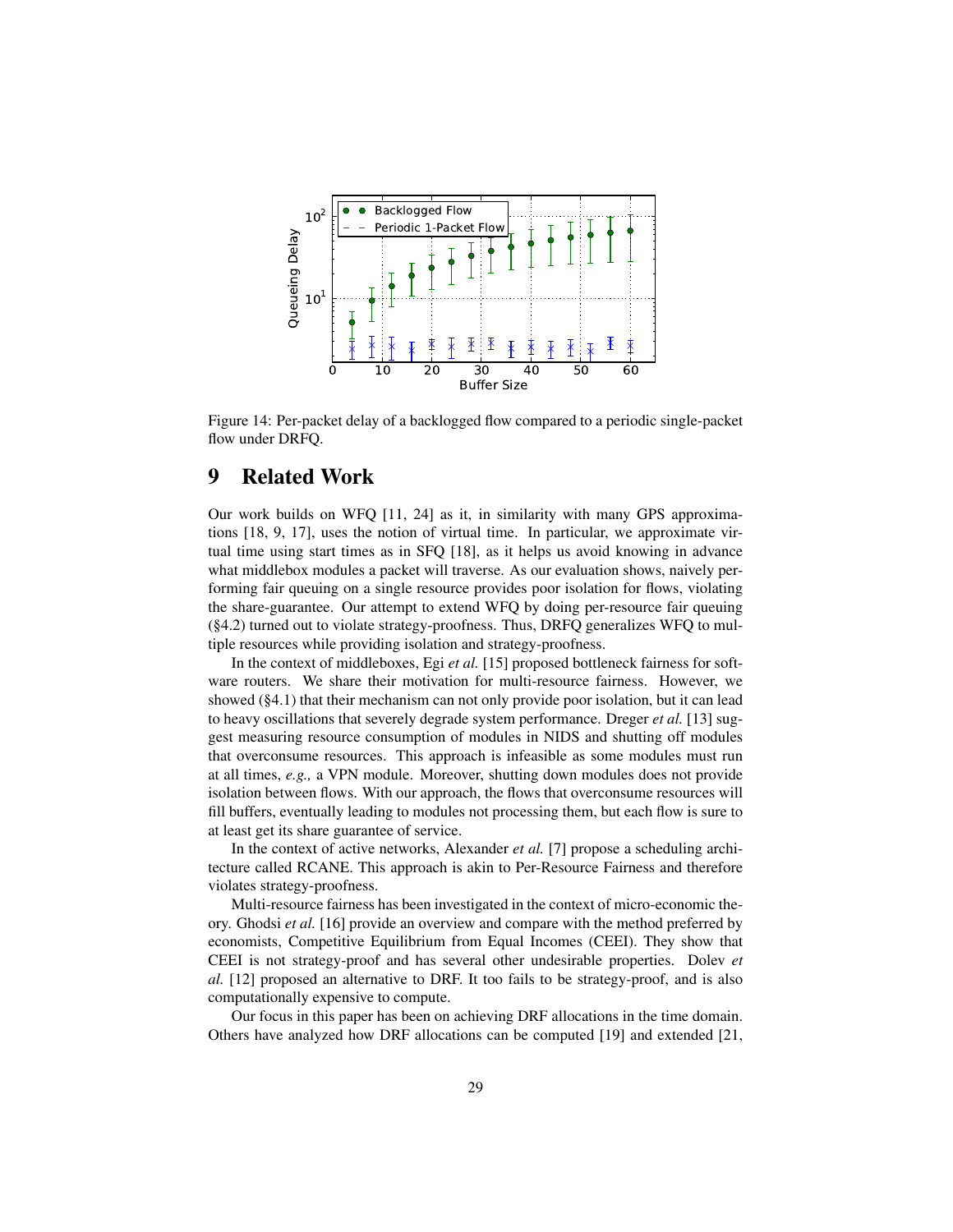Figure 14: Per-packet delay of a backlogged flow compared to a periodic single-packet flow under DRFQ.

# 9 Related Work

Our work builds on WFQ [11, 24] as it, in similarity with many GPS approximations [18, 9, 17], uses the notion of virtual time. In particular, we approximate virtual time using start times as in SFQ [18], as it helps us avoid knowing in advance what middlebox modules a packet will traverse. As our evaluation shows, naively performing fair queuing on a single resource provides poor isolation for flows, violating the share-guarantee. Our attempt to extend WFQ by doing per-resource fair queuing (§4.2) turned out to violate strategy-proofness. Thus, DRFQ generalizes WFQ to multiple resources while providing isolation and strategy-proofness.

In the context of middleboxes, Egi *et al.* [15] proposed bottleneck fairness for software routers. We share their motivation for multi-resource fairness. However, we showed (§4.1) that their mechanism can not only provide poor isolation, but it can lead to heavy oscillations that severely degrade system performance. Dreger *et al.* [13] suggest measuring resource consumption of modules in NIDS and shutting off modules that overconsume resources. This approach is infeasible as some modules must run at all times, *e.g.,* a VPN module. Moreover, shutting down modules does not provide isolation between flows. With our approach, the flows that overconsume resources will fill buffers, eventually leading to modules not processing them, but each flow is sure to at least get its share guarantee of service.

In the context of active networks, Alexander *et al.* [7] propose a scheduling architecture called RCANE. This approach is akin to Per-Resource Fairness and therefore violates strategy-proofness.

Multi-resource fairness has been investigated in the context of micro-economic theory. Ghodsi *et al.* [16] provide an overview and compare with the method preferred by economists, Competitive Equilibrium from Equal Incomes (CEEI). They show that CEEI is not strategy-proof and has several other undesirable properties. Dolev *et al.* [12] proposed an alternative to DRF. It too fails to be strategy-proof, and is also computationally expensive to compute.

Our focus in this paper has been on achieving DRF allocations in the time domain. Others have analyzed how DRF allocations can be computed [19] and extended [21,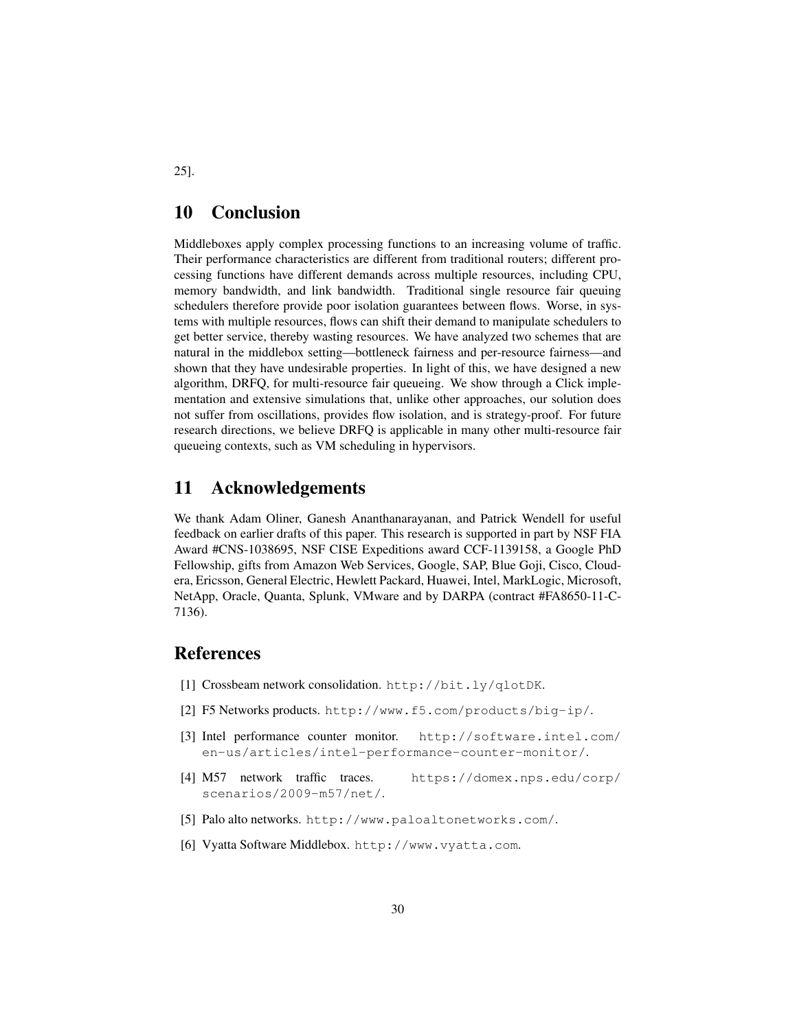25].

## 10 Conclusion

Middleboxes apply complex processing functions to an increasing volume of traffic. Their performance characteristics are different from traditional routers; different processing functions have different demands across multiple resources, including CPU, memory bandwidth, and link bandwidth. Traditional single resource fair queuing schedulers therefore provide poor isolation guarantees between flows. Worse, in systems with multiple resources, flows can shift their demand to manipulate schedulers to get better service, thereby wasting resources. We have analyzed two schemes that are natural in the middlebox setting—bottleneck fairness and per-resource fairness—and shown that they have undesirable properties. In light of this, we have designed a new algorithm, DRFQ, for multi-resource fair queueing. We show through a Click implementation and extensive simulations that, unlike other approaches, our solution does not suffer from oscillations, provides flow isolation, and is strategy-proof. For future research directions, we believe DRFQ is applicable in many other multi-resource fair queueing contexts, such as VM scheduling in hypervisors.

## 11 Acknowledgements

We thank Adam Oliner, Ganesh Ananthanarayanan, and Patrick Wendell for useful feedback on earlier drafts of this paper. This research is supported in part by NSF FIA Award #CNS-1038695, NSF CISE Expeditions award CCF-1139158, a Google PhD Fellowship, gifts from Amazon Web Services, Google, SAP, Blue Goji, Cisco, Cloudera, Ericsson, General Electric, Hewlett Packard, Huawei, Intel, MarkLogic, Microsoft, NetApp, Oracle, Quanta, Splunk, VMware and by DARPA (contract #FA8650-11-C-7136).

## References

[1] Crossbeam network consolidation. `http://bit.ly/qlotDK`.

[2] F5 Networks products. `http://www.f5.com/products/big-ip/`.

[3] Intel performance counter monitor. `http://software.intel.com/en-us/articles/intel-performance-counter-monitor/`.

[4] M57 network traffic traces. `https://domex.nps.edu/corp/scenarios/2009-m57/net/`.

[5] Palo alto networks. `http://www.paloaltonetworks.com/`.

[6] Vyatta Software Middlebox. `http://www.vyatta.com`.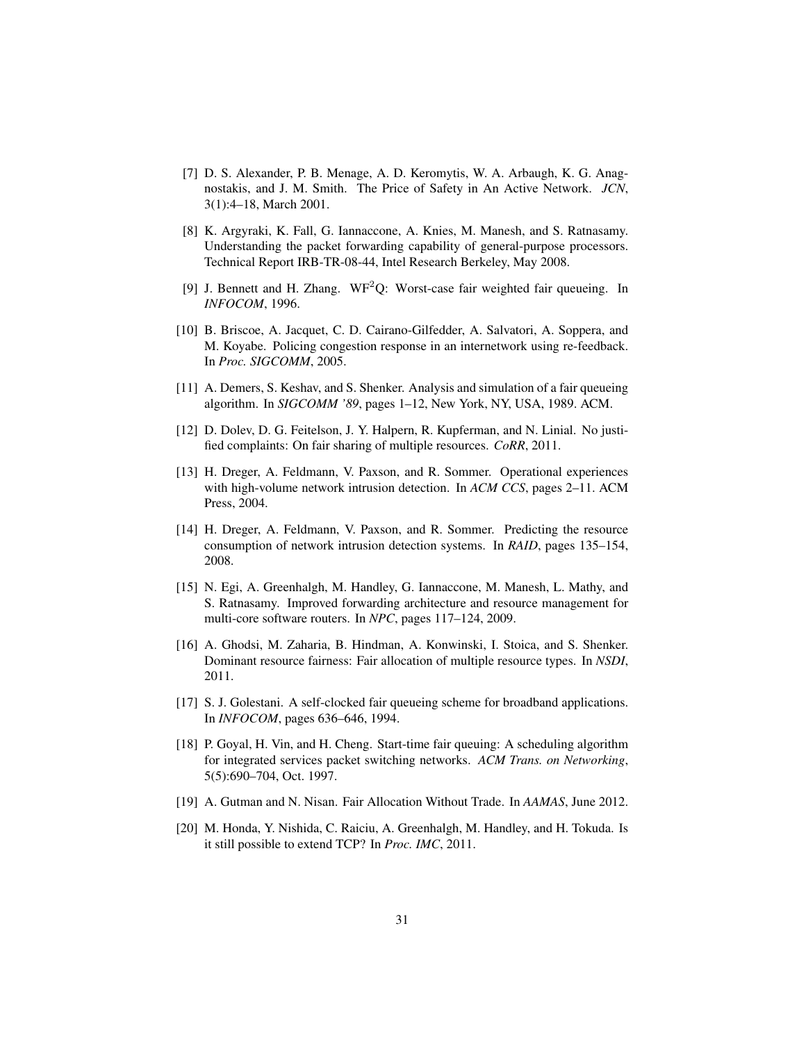[7] D. S. Alexander, P. B. Menage, A. D. Keromytis, W. A. Arbaugh, K. G. Anagnostakis, and J. M. Smith. The Price of Safety in An Active Network. *JCN*, 3(1):4–18, March 2001.

[8] K. Argyraki, K. Fall, G. Iannaccone, A. Knies, M. Manesh, and S. Ratnasamy. Understanding the packet forwarding capability of general-purpose processors. Technical Report IRB-TR-08-44, Intel Research Berkeley, May 2008.

[9] J. Bennett and H. Zhang. $WF^2Q$: Worst-case fair weighted fair queueing. In *INFOCOM*, 1996.

[10] B. Briscoe, A. Jacquet, C. D. Cairano-Gilfedder, A. Salvatori, A. Soppera, and M. Koyabe. Policing congestion response in an internetwork using re-feedback. In *Proc. SIGCOMM*, 2005.

[11] A. Demers, S. Keshav, and S. Shenker. Analysis and simulation of a fair queueing algorithm. In *SIGCOMM '89*, pages 1–12, New York, NY, USA, 1989. ACM.

[12] D. Dolev, D. G. Feitelson, J. Y. Halpern, R. Kupferman, and N. Linial. No justified complaints: On fair sharing of multiple resources. *CoRR*, 2011.

[13] H. Dreger, A. Feldmann, V. Paxson, and R. Sommer. Operational experiences with high-volume network intrusion detection. In *ACM CCS*, pages 2–11. ACM Press, 2004.

[14] H. Dreger, A. Feldmann, V. Paxson, and R. Sommer. Predicting the resource consumption of network intrusion detection systems. In *RAID*, pages 135–154, 2008.

[15] N. Egi, A. Greenhalgh, M. Handley, G. Iannaccone, M. Manesh, L. Mathy, and S. Ratnasamy. Improved forwarding architecture and resource management for multi-core software routers. In *NPC*, pages 117–124, 2009.

[16] A. Ghodsi, M. Zaharia, B. Hindman, A. Konwinski, I. Stoica, and S. Shenker. Dominant resource fairness: Fair allocation of multiple resource types. In *NSDI*, 2011.

[17] S. J. Golestani. A self-clocked fair queueing scheme for broadband applications. In *INFOCOM*, pages 636–646, 1994.

[18] P. Goyal, H. Vin, and H. Cheng. Start-time fair queuing: A scheduling algorithm for integrated services packet switching networks. *ACM Trans. on Networking*, 5(5):690–704, Oct. 1997.

[19] A. Gutman and N. Nisan. Fair Allocation Without Trade. In *AAMAS*, June 2012.

[20] M. Honda, Y. Nishida, C. Raiciu, A. Greenhalgh, M. Handley, and H. Tokuda. Is it still possible to extend TCP? In *Proc. IMC*, 2011.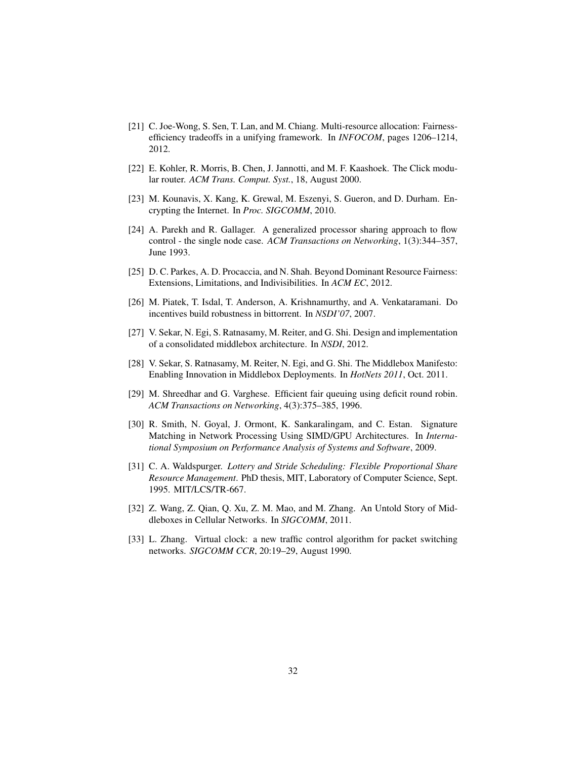[21] C. Joe-Wong, S. Sen, T. Lan, and M. Chiang. Multi-resource allocation: Fairness-efficiency tradeoffs in a unifying framework. In *INFOCOM*, pages 1206–1214, 2012.

[22] E. Kohler, R. Morris, B. Chen, J. Jannotti, and M. F. Kaashoek. The Click modular router. *ACM Trans. Comput. Syst.*, 18, August 2000.

[23] M. Kounavis, X. Kang, K. Grewal, M. Eszenyi, S. Gueron, and D. Durham. Encrypting the Internet. In *Proc. SIGCOMM*, 2010.

[24] A. Parekh and R. Gallager. A generalized processor sharing approach to flow control - the single node case. *ACM Transactions on Networking*, 1(3):344–357, June 1993.

[25] D. C. Parkes, A. D. Procaccia, and N. Shah. Beyond Dominant Resource Fairness: Extensions, Limitations, and Indivisibilities. In *ACM EC*, 2012.

[26] M. Piatek, T. Isdal, T. Anderson, A. Krishnamurthy, and A. Venkataramani. Do incentives build robustness in bittorrent. In *NSDI'07*, 2007.

[27] V. Sekar, N. Egi, S. Ratnasamy, M. Reiter, and G. Shi. Design and implementation of a consolidated middlebox architecture. In *NSDI*, 2012.

[28] V. Sekar, S. Ratnasamy, M. Reiter, N. Egi, and G. Shi. The Middlebox Manifesto: Enabling Innovation in Middlebox Deployments. In *HotNets 2011*, Oct. 2011.

[29] M. Shreedhar and G. Varghese. Efficient fair queuing using deficit round robin. *ACM Transactions on Networking*, 4(3):375–385, 1996.

[30] R. Smith, N. Goyal, J. Ormont, K. Sankaralingam, and C. Estan. Signature Matching in Network Processing Using SIMD/GPU Architectures. In *International Symposium on Performance Analysis of Systems and Software*, 2009.

[31] C. A. Waldspurger. *Lottery and Stride Scheduling: Flexible Proportional Share Resource Management*. PhD thesis, MIT, Laboratory of Computer Science, Sept. 1995. MIT/LCS/TR-667.

[32] Z. Wang, Z. Qian, Q. Xu, Z. M. Mao, and M. Zhang. An Untold Story of Middleboxes in Cellular Networks. In *SIGCOMM*, 2011.

[33] L. Zhang. Virtual clock: a new traffic control algorithm for packet switching networks. *SIGCOMM CCR*, 20:19–29, August 1990.